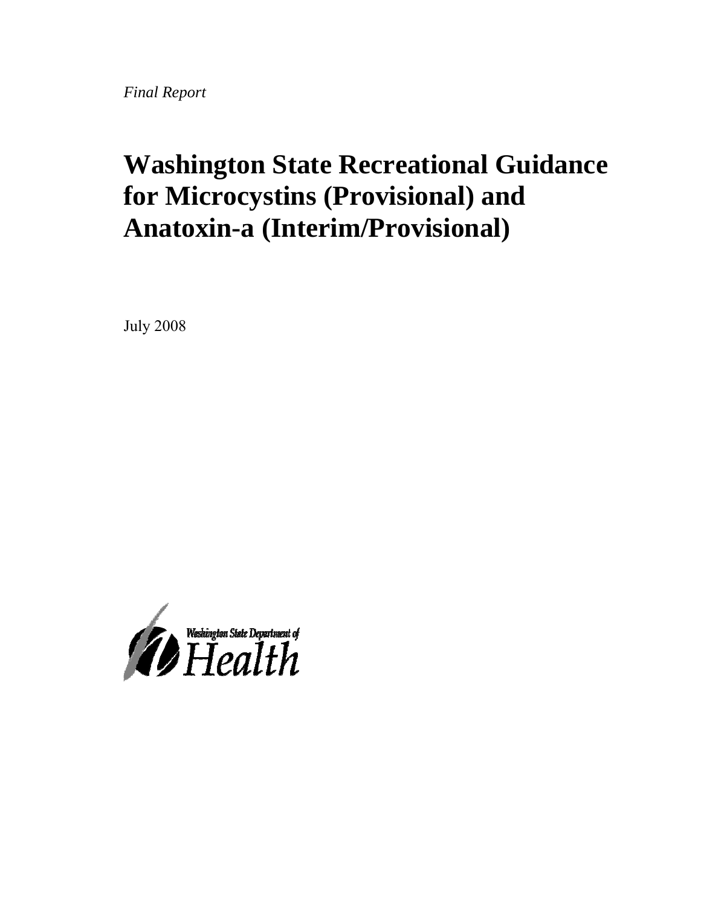*Final Report*

# Washington State Recreational Guidance for Microcystins (Provisional) and Anatoxin-a (Interim/Provisional)

July 2008

Washington State Department of

Health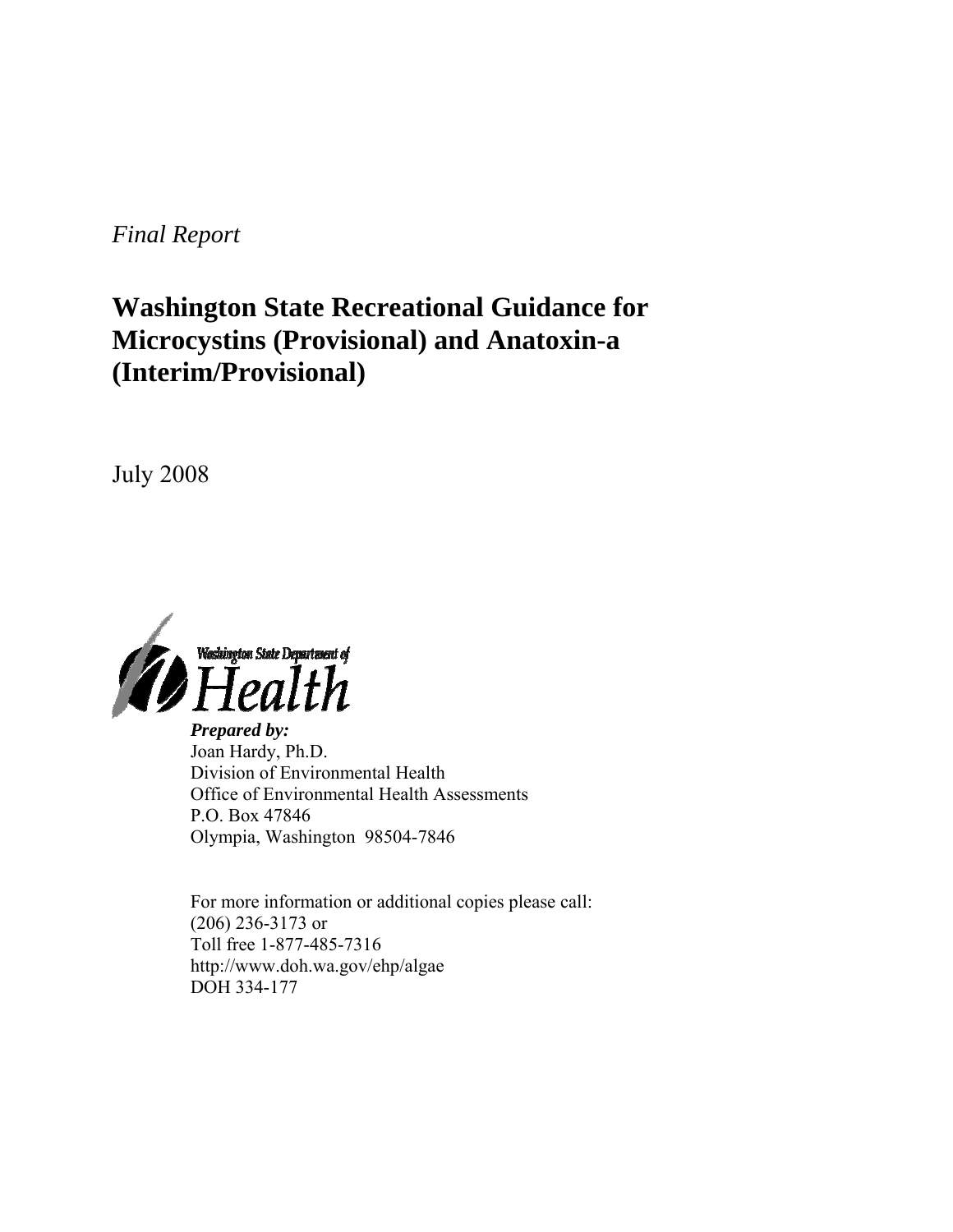*Final Report*

# Washington State Recreational Guidance for Microcystins (Provisional) and Anatoxin-a (Interim/Provisional)

July 2008

Washington State Department of Health

***Prepared by:***
Joan Hardy, Ph.D.
Division of Environmental Health
Office of Environmental Health Assessments
P.O. Box 47846
Olympia, Washington 98504-7846

For more information or additional copies please call:
(206) 236-3173 or
Toll free 1-877-485-7316
http://www.doh.wa.gov/ehp/algae
DOH 334-177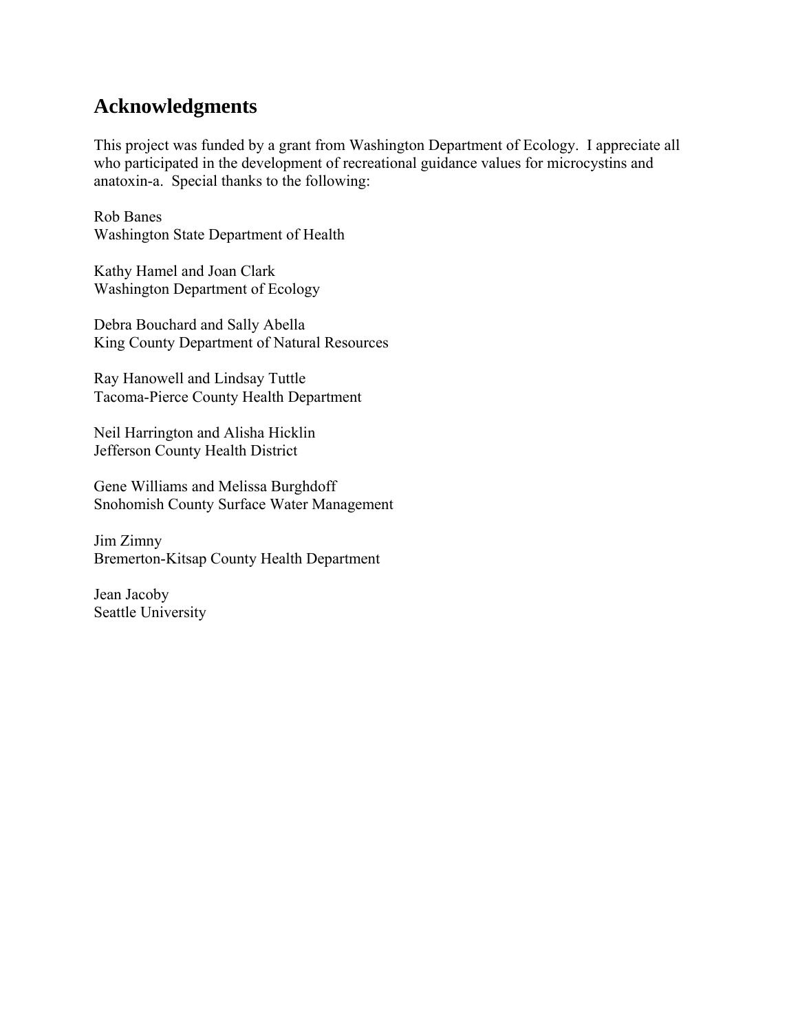## Acknowledgments

This project was funded by a grant from Washington Department of Ecology. I appreciate all who participated in the development of recreational guidance values for microcystins and anatoxin-a. Special thanks to the following:

Rob Banes
Washington State Department of Health

Kathy Hamel and Joan Clark
Washington Department of Ecology

Debra Bouchard and Sally Abella
King County Department of Natural Resources

Ray Hanowell and Lindsay Tuttle
Tacoma-Pierce County Health Department

Neil Harrington and Alisha Hicklin
Jefferson County Health District

Gene Williams and Melissa Burghdoff
Snohomish County Surface Water Management

Jim Zimny
Bremerton-Kitsap County Health Department

Jean Jacoby
Seattle University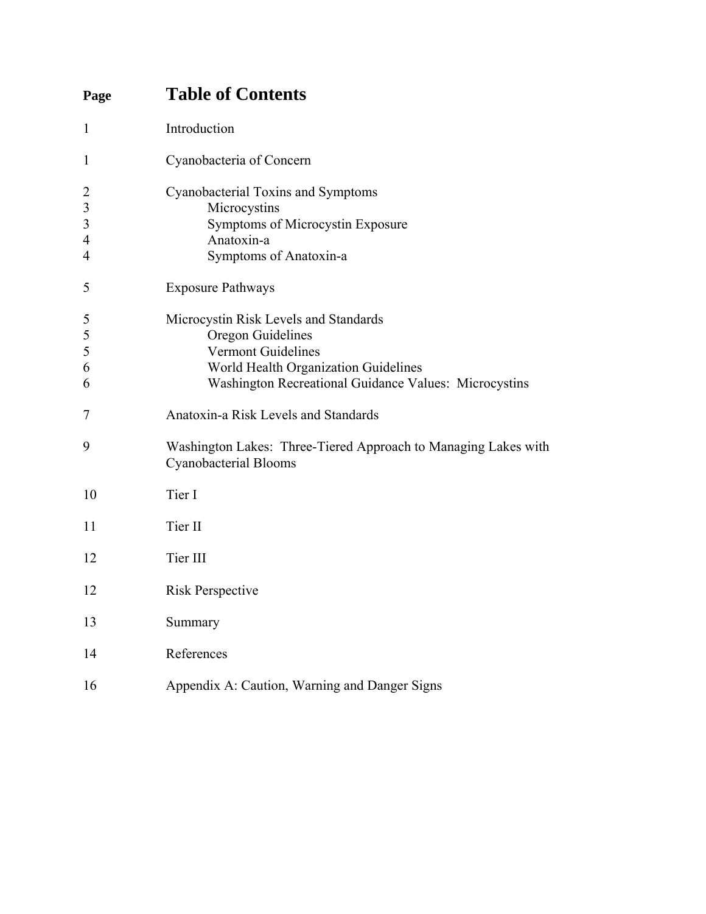# Table of Contents

| Page | Table of Contents |
|---|---|
| 1 | Introduction |
| 1 | Cyanobacteria of Concern |
| 2 | Cyanobacterial Toxins and Symptoms |
| 3 | Microcystins |
| 3 | Symptoms of Microcystin Exposure |
| 4 | Anatoxin-a |
| 4 | Symptoms of Anatoxin-a |
| 5 | Exposure Pathways |
| 5 | Microcystin Risk Levels and Standards |
| 5 | Oregon Guidelines |
| 5 | Vermont Guidelines |
| 6 | World Health Organization Guidelines |
| 6 | Washington Recreational Guidance Values: Microcystins |
| 7 | Anatoxin-a Risk Levels and Standards |
| 9 | Washington Lakes: Three-Tiered Approach to Managing Lakes with Cyanobacterial Blooms |
| 10 | Tier I |
| 11 | Tier II |
| 12 | Tier III |
| 12 | Risk Perspective |
| 13 | Summary |
| 14 | References |
| 16 | Appendix A: Caution, Warning and Danger Signs |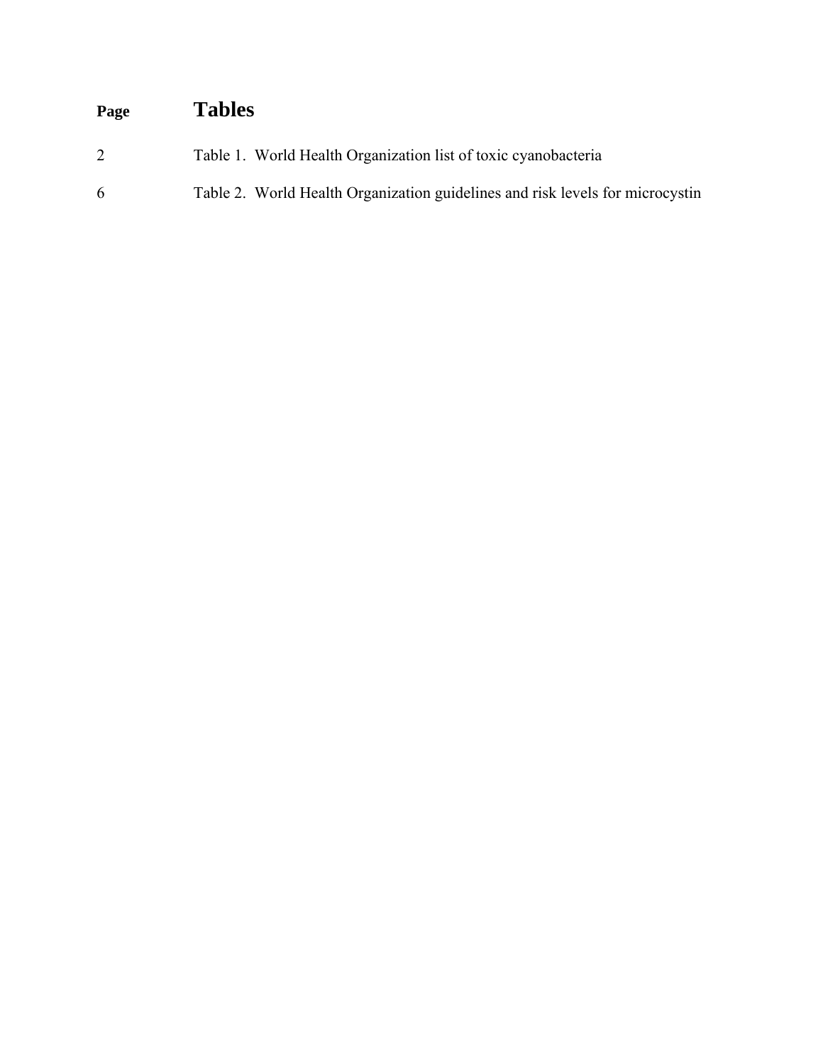| Page | Tables |
| --- | --- |
| 2 | Table 1. World Health Organization list of toxic cyanobacteria |
| 6 | Table 2. World Health Organization guidelines and risk levels for microcystin |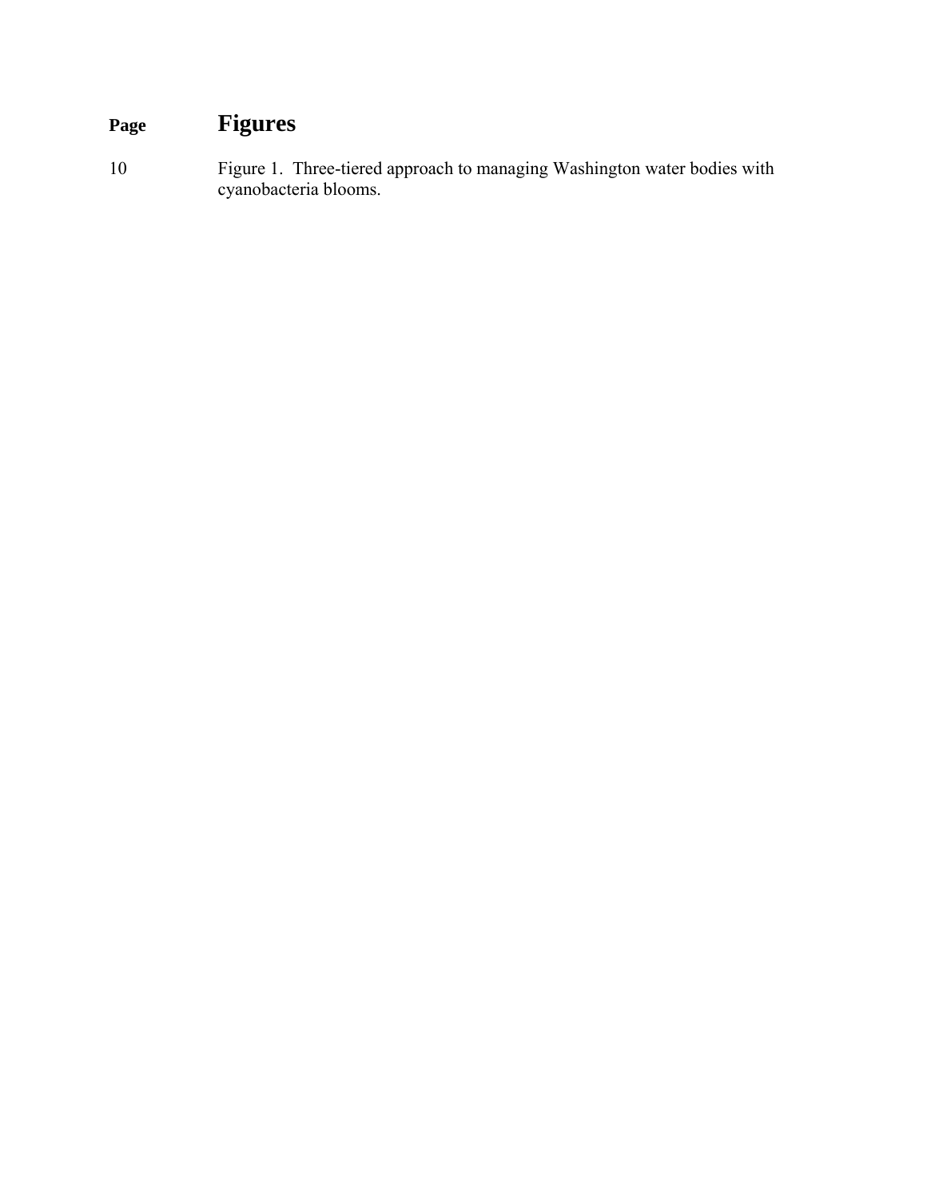| Page | Figures |
| --- | --- |
| 10 | Figure 1. Three-tiered approach to managing Washington water bodies with cyanobacteria blooms. |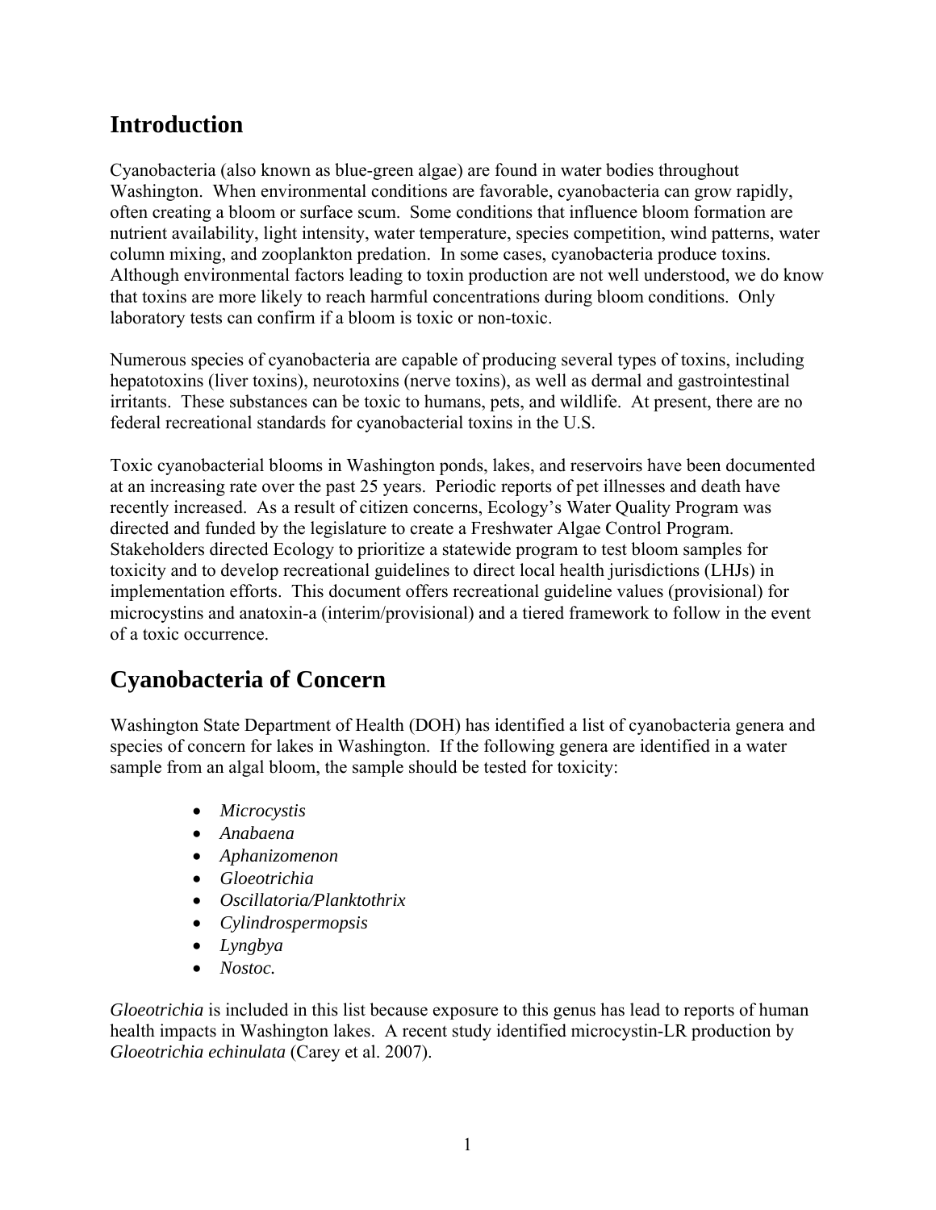## Introduction

Cyanobacteria (also known as blue-green algae) are found in water bodies throughout Washington. When environmental conditions are favorable, cyanobacteria can grow rapidly, often creating a bloom or surface scum. Some conditions that influence bloom formation are nutrient availability, light intensity, water temperature, species competition, wind patterns, water column mixing, and zooplankton predation. In some cases, cyanobacteria produce toxins. Although environmental factors leading to toxin production are not well understood, we do know that toxins are more likely to reach harmful concentrations during bloom conditions. Only laboratory tests can confirm if a bloom is toxic or non-toxic.

Numerous species of cyanobacteria are capable of producing several types of toxins, including hepatotoxins (liver toxins), neurotoxins (nerve toxins), as well as dermal and gastrointestinal irritants. These substances can be toxic to humans, pets, and wildlife. At present, there are no federal recreational standards for cyanobacterial toxins in the U.S.

Toxic cyanobacterial blooms in Washington ponds, lakes, and reservoirs have been documented at an increasing rate over the past 25 years. Periodic reports of pet illnesses and death have recently increased. As a result of citizen concerns, Ecology's Water Quality Program was directed and funded by the legislature to create a Freshwater Algae Control Program. Stakeholders directed Ecology to prioritize a statewide program to test bloom samples for toxicity and to develop recreational guidelines to direct local health jurisdictions (LHJs) in implementation efforts. This document offers recreational guideline values (provisional) for microcystins and anatoxin-a (interim/provisional) and a tiered framework to follow in the event of a toxic occurrence.

## Cyanobacteria of Concern

Washington State Department of Health (DOH) has identified a list of cyanobacteria genera and species of concern for lakes in Washington. If the following genera are identified in a water sample from an algal bloom, the sample should be tested for toxicity:

- *Microcystis*
- *Anabaena*
- *Aphanizomenon*
- *Gloeotrichia*
- *Oscillatoria/Planktothrix*
- *Cylindrospermopsis*
- *Lyngbya*
- *Nostoc.*

*Gloeotrichia* is included in this list because exposure to this genus has lead to reports of human health impacts in Washington lakes. A recent study identified microcystin-LR production by *Gloeotrichia echinulata* (Carey et al. 2007).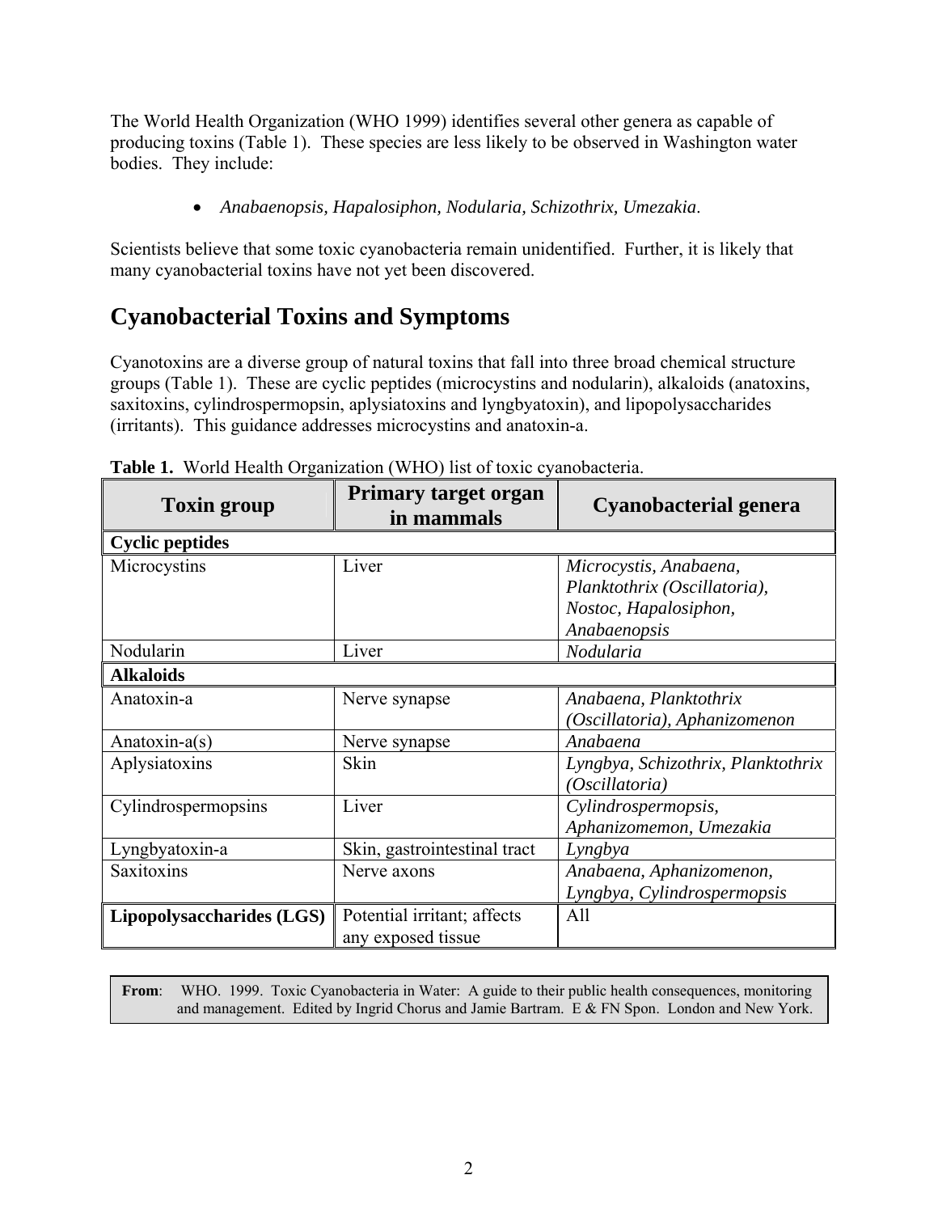The World Health Organization (WHO 1999) identifies several other genera as capable of producing toxins (Table 1). These species are less likely to be observed in Washington water bodies. They include:

- *Anabaenopsis, Hapalosiphon, Nodularia, Schizothrix, Umezakia*.

Scientists believe that some toxic cyanobacteria remain unidentified. Further, it is likely that many cyanobacterial toxins have not yet been discovered.

## Cyanobacterial Toxins and Symptoms

Cyanotoxins are a diverse group of natural toxins that fall into three broad chemical structure groups (Table 1). These are cyclic peptides (microcystins and nodularin), alkaloids (anatoxins, saxitoxins, cylindrospermopsin, aplysiatoxins and lyngbyatoxin), and lipopolysaccharides (irritants). This guidance addresses microcystins and anatoxin-a.

**Table 1.** World Health Organization (WHO) list of toxic cyanobacteria.

| Toxin group | Primary target organ in mammals | Cyanobacterial genera |
|---|---|---|
| **Cyclic peptides** | | |
| Microcystins | Liver | *Microcystis, Anabaena, Planktothrix (Oscillatoria), Nostoc, Hapalosiphon, Anabaenopsis* |
| Nodularin | Liver | *Nodularia* |
| **Alkaloids** | | |
| Anatoxin-a | Nerve synapse | *Anabaena, Planktothrix (Oscillatoria), Aphanizomenon* |
| Anatoxin-a(s) | Nerve synapse | *Anabaena* |
| Aplysiatoxins | Skin | *Lyngbya, Schizothrix, Planktothrix (Oscillatoria)* |
| Cylindrospermopsins | Liver | *Cylindrospermopsis, Aphanizomemon, Umezakia* |
| Lyngbyatoxin-a | Skin, gastrointestinal tract | *Lyngbya* |
| Saxitoxins | Nerve axons | *Anabaena, Aphanizomenon, Lyngbya, Cylindrospermopsis* |
| **Lipopolysaccharides (LGS)** | Potential irritant; affects any exposed tissue | All |

**From**: WHO. 1999. Toxic Cyanobacteria in Water: A guide to their public health consequences, monitoring and management. Edited by Ingrid Chorus and Jamie Bartram. E & FN Spon. London and New York.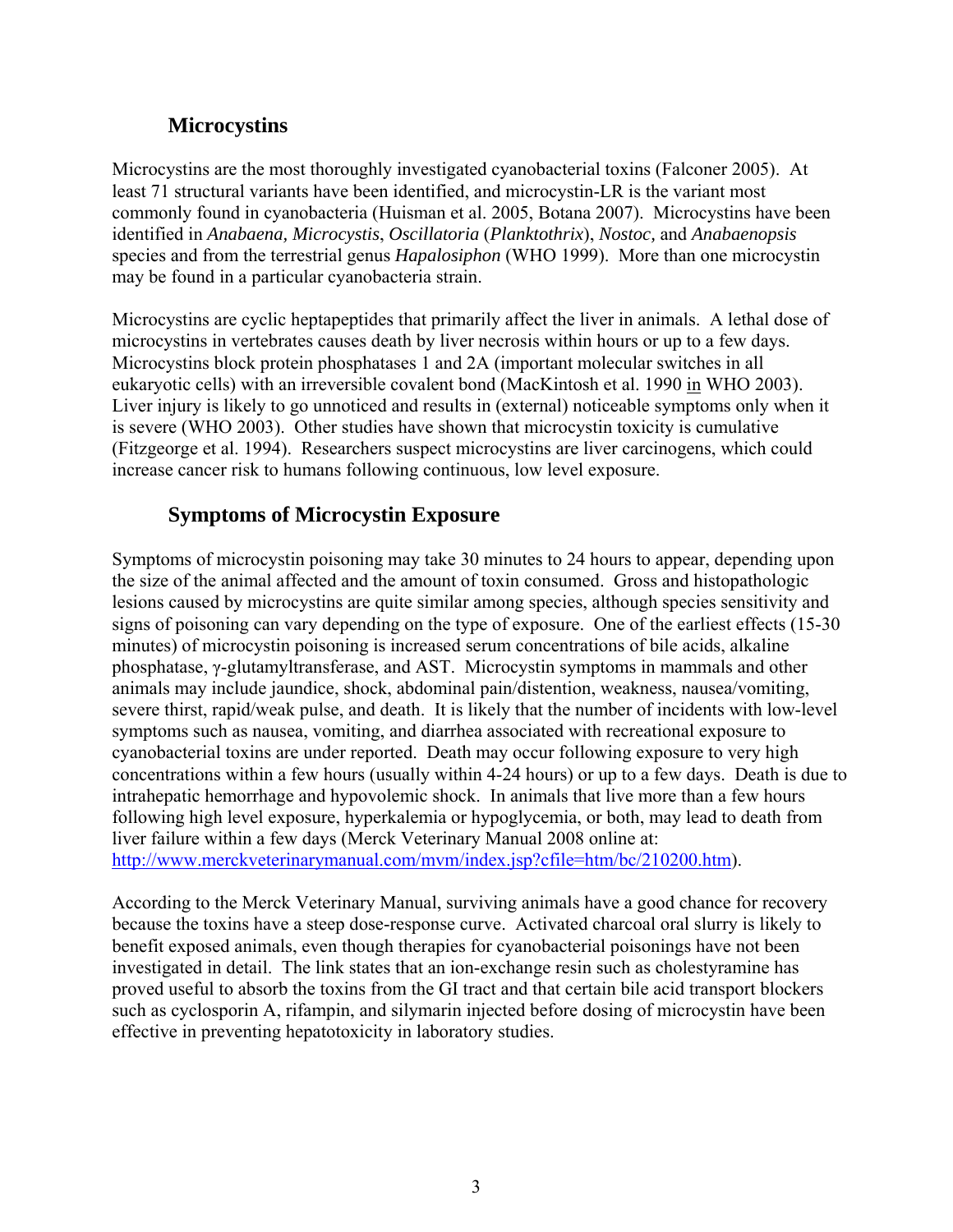## Microcystins

Microcystins are the most thoroughly investigated cyanobacterial toxins (Falconer 2005). At least 71 structural variants have been identified, and microcystin-LR is the variant most commonly found in cyanobacteria (Huisman et al. 2005, Botana 2007). Microcystins have been identified in *Anabaena, Microcystis*, *Oscillatoria* (*Planktothrix*), *Nostoc,* and *Anabaenopsis* species and from the terrestrial genus *Hapalosiphon* (WHO 1999). More than one microcystin may be found in a particular cyanobacteria strain.

Microcystins are cyclic heptapeptides that primarily affect the liver in animals. A lethal dose of microcystins in vertebrates causes death by liver necrosis within hours or up to a few days. Microcystins block protein phosphatases 1 and 2A (important molecular switches in all eukaryotic cells) with an irreversible covalent bond (MacKintosh et al. 1990 <u>in</u> WHO 2003). Liver injury is likely to go unnoticed and results in (external) noticeable symptoms only when it is severe (WHO 2003). Other studies have shown that microcystin toxicity is cumulative (Fitzgeorge et al. 1994). Researchers suspect microcystins are liver carcinogens, which could increase cancer risk to humans following continuous, low level exposure.

## Symptoms of Microcystin Exposure

Symptoms of microcystin poisoning may take 30 minutes to 24 hours to appear, depending upon the size of the animal affected and the amount of toxin consumed. Gross and histopathologic lesions caused by microcystins are quite similar among species, although species sensitivity and signs of poisoning can vary depending on the type of exposure. One of the earliest effects (15-30 minutes) of microcystin poisoning is increased serum concentrations of bile acids, alkaline phosphatase, γ-glutamyltransferase, and AST. Microcystin symptoms in mammals and other animals may include jaundice, shock, abdominal pain/distention, weakness, nausea/vomiting, severe thirst, rapid/weak pulse, and death. It is likely that the number of incidents with low-level symptoms such as nausea, vomiting, and diarrhea associated with recreational exposure to cyanobacterial toxins are under reported. Death may occur following exposure to very high concentrations within a few hours (usually within 4-24 hours) or up to a few days. Death is due to intrahepatic hemorrhage and hypovolemic shock. In animals that live more than a few hours following high level exposure, hyperkalemia or hypoglycemia, or both, may lead to death from liver failure within a few days (Merck Veterinary Manual 2008 online at: [http://www.merckveterinarymanual.com/mvm/index.jsp?cfile=htm/bc/210200.htm](http://www.merckveterinarymanual.com/mvm/index.jsp?cfile=htm/bc/210200.htm)).

According to the Merck Veterinary Manual, surviving animals have a good chance for recovery because the toxins have a steep dose-response curve. Activated charcoal oral slurry is likely to benefit exposed animals, even though therapies for cyanobacterial poisonings have not been investigated in detail. The link states that an ion-exchange resin such as cholestyramine has proved useful to absorb the toxins from the GI tract and that certain bile acid transport blockers such as cyclosporin A, rifampin, and silymarin injected before dosing of microcystin have been effective in preventing hepatotoxicity in laboratory studies.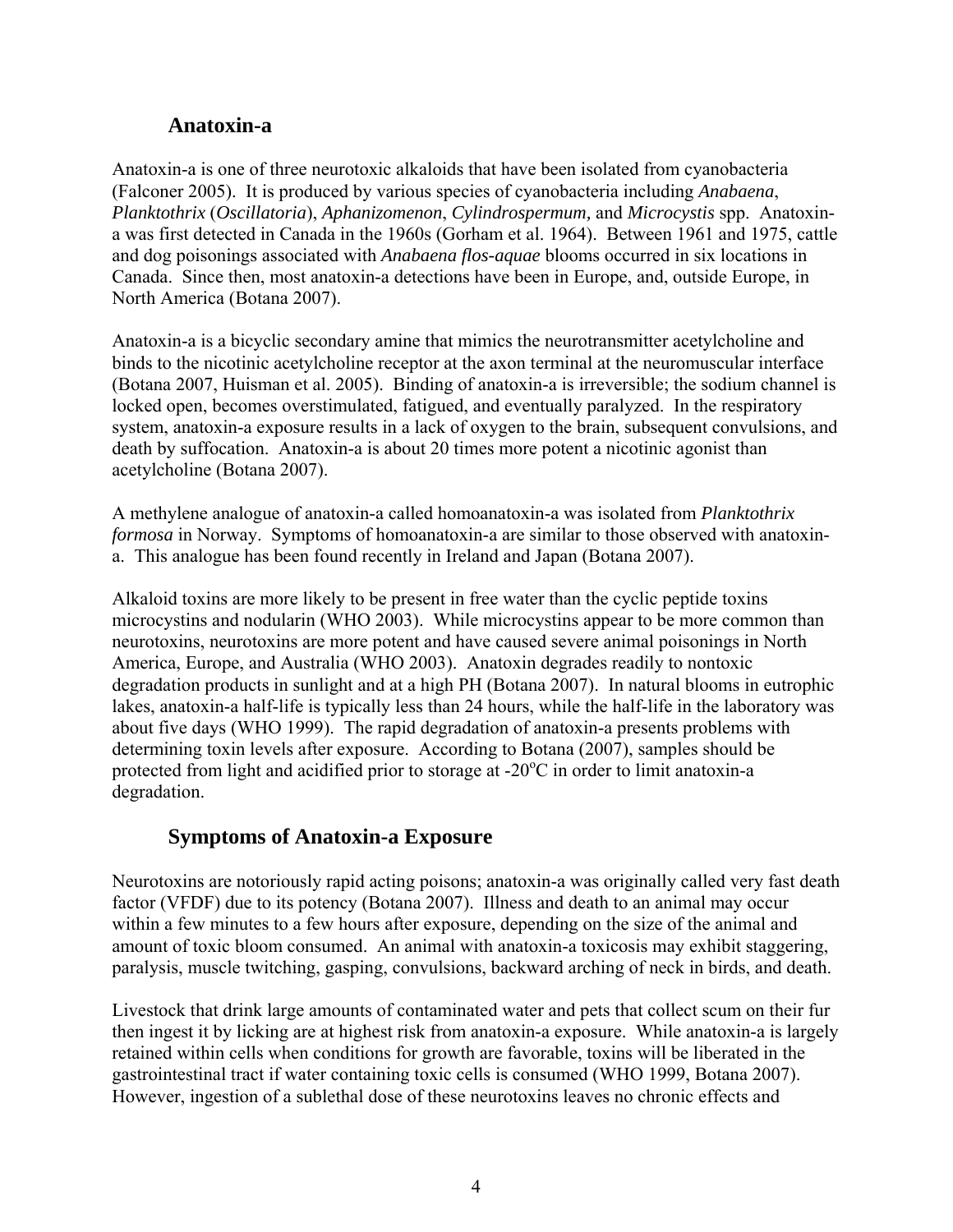## Anatoxin-a

Anatoxin-a is one of three neurotoxic alkaloids that have been isolated from cyanobacteria (Falconer 2005). It is produced by various species of cyanobacteria including *Anabaena*, *Planktothrix* (*Oscillatoria*), *Aphanizomenon*, *Cylindrospermum,* and *Microcystis* spp. Anatoxin-a was first detected in Canada in the 1960s (Gorham et al. 1964). Between 1961 and 1975, cattle and dog poisonings associated with *Anabaena flos-aquae* blooms occurred in six locations in Canada. Since then, most anatoxin-a detections have been in Europe, and, outside Europe, in North America (Botana 2007).

Anatoxin-a is a bicyclic secondary amine that mimics the neurotransmitter acetylcholine and binds to the nicotinic acetylcholine receptor at the axon terminal at the neuromuscular interface (Botana 2007, Huisman et al. 2005). Binding of anatoxin-a is irreversible; the sodium channel is locked open, becomes overstimulated, fatigued, and eventually paralyzed. In the respiratory system, anatoxin-a exposure results in a lack of oxygen to the brain, subsequent convulsions, and death by suffocation. Anatoxin-a is about 20 times more potent a nicotinic agonist than acetylcholine (Botana 2007).

A methylene analogue of anatoxin-a called homoanatoxin-a was isolated from *Planktothrix formosa* in Norway. Symptoms of homoanatoxin-a are similar to those observed with anatoxin-a. This analogue has been found recently in Ireland and Japan (Botana 2007).

Alkaloid toxins are more likely to be present in free water than the cyclic peptide toxins microcystins and nodularin (WHO 2003). While microcystins appear to be more common than neurotoxins, neurotoxins are more potent and have caused severe animal poisonings in North America, Europe, and Australia (WHO 2003). Anatoxin degrades readily to nontoxic degradation products in sunlight and at a high PH (Botana 2007). In natural blooms in eutrophic lakes, anatoxin-a half-life is typically less than 24 hours, while the half-life in the laboratory was about five days (WHO 1999). The rapid degradation of anatoxin-a presents problems with determining toxin levels after exposure. According to Botana (2007), samples should be protected from light and acidified prior to storage at -20$^{o}$C in order to limit anatoxin-a degradation.

## Symptoms of Anatoxin-a Exposure

Neurotoxins are notoriously rapid acting poisons; anatoxin-a was originally called very fast death factor (VFDF) due to its potency (Botana 2007). Illness and death to an animal may occur within a few minutes to a few hours after exposure, depending on the size of the animal and amount of toxic bloom consumed. An animal with anatoxin-a toxicosis may exhibit staggering, paralysis, muscle twitching, gasping, convulsions, backward arching of neck in birds, and death.

Livestock that drink large amounts of contaminated water and pets that collect scum on their fur then ingest it by licking are at highest risk from anatoxin-a exposure. While anatoxin-a is largely retained within cells when conditions for growth are favorable, toxins will be liberated in the gastrointestinal tract if water containing toxic cells is consumed (WHO 1999, Botana 2007). However, ingestion of a sublethal dose of these neurotoxins leaves no chronic effects and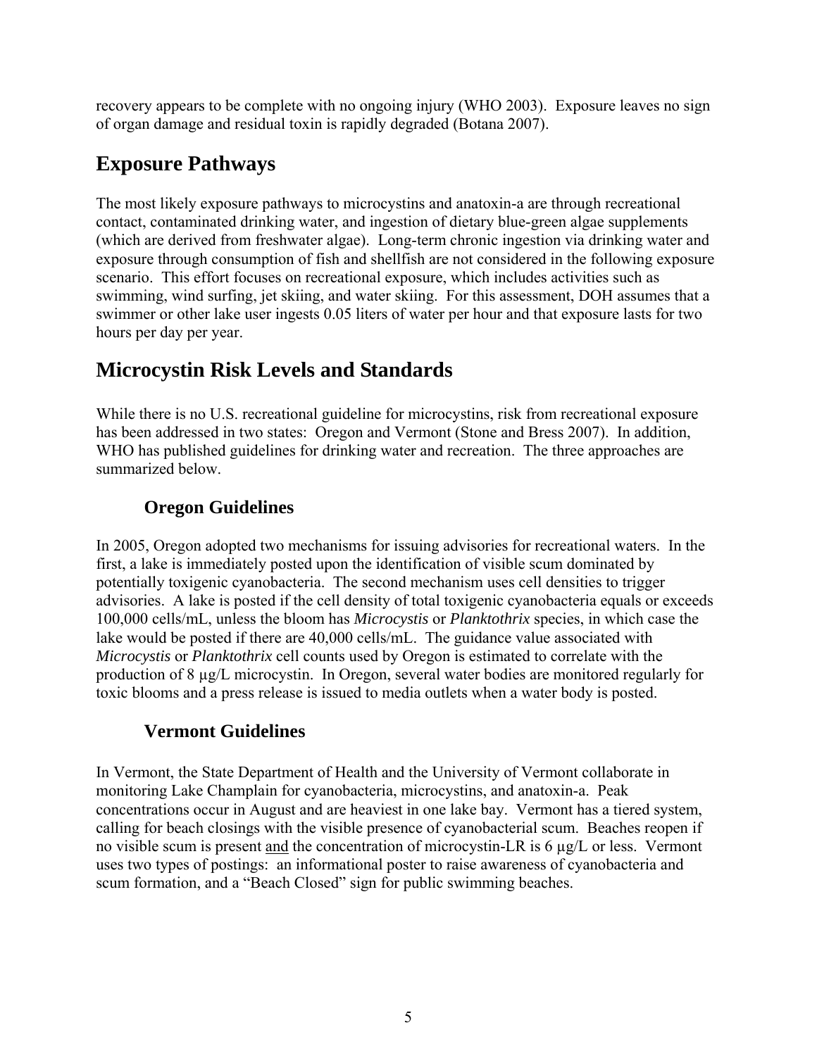recovery appears to be complete with no ongoing injury (WHO 2003). Exposure leaves no sign of organ damage and residual toxin is rapidly degraded (Botana 2007).

# Exposure Pathways

The most likely exposure pathways to microcystins and anatoxin-a are through recreational contact, contaminated drinking water, and ingestion of dietary blue-green algae supplements (which are derived from freshwater algae). Long-term chronic ingestion via drinking water and exposure through consumption of fish and shellfish are not considered in the following exposure scenario. This effort focuses on recreational exposure, which includes activities such as swimming, wind surfing, jet skiing, and water skiing. For this assessment, DOH assumes that a swimmer or other lake user ingests 0.05 liters of water per hour and that exposure lasts for two hours per day per year.

# Microcystin Risk Levels and Standards

While there is no U.S. recreational guideline for microcystins, risk from recreational exposure has been addressed in two states: Oregon and Vermont (Stone and Bress 2007). In addition, WHO has published guidelines for drinking water and recreation. The three approaches are summarized below.

## Oregon Guidelines

In 2005, Oregon adopted two mechanisms for issuing advisories for recreational waters. In the first, a lake is immediately posted upon the identification of visible scum dominated by potentially toxigenic cyanobacteria. The second mechanism uses cell densities to trigger advisories. A lake is posted if the cell density of total toxigenic cyanobacteria equals or exceeds 100,000 cells/mL, unless the bloom has *Microcystis* or *Planktothrix* species, in which case the lake would be posted if there are 40,000 cells/mL. The guidance value associated with *Microcystis* or *Planktothrix* cell counts used by Oregon is estimated to correlate with the production of 8 µg/L microcystin. In Oregon, several water bodies are monitored regularly for toxic blooms and a press release is issued to media outlets when a water body is posted.

## Vermont Guidelines

In Vermont, the State Department of Health and the University of Vermont collaborate in monitoring Lake Champlain for cyanobacteria, microcystins, and anatoxin-a. Peak concentrations occur in August and are heaviest in one lake bay. Vermont has a tiered system, calling for beach closings with the visible presence of cyanobacterial scum. Beaches reopen if no visible scum is present and the concentration of microcystin-LR is 6 µg/L or less. Vermont uses two types of postings: an informational poster to raise awareness of cyanobacteria and scum formation, and a "Beach Closed" sign for public swimming beaches.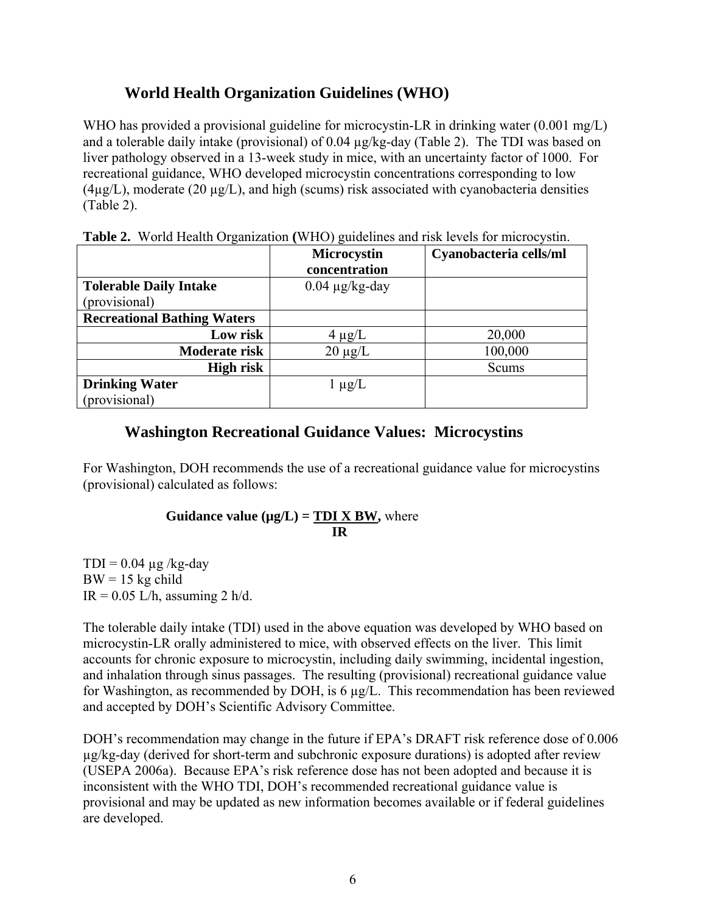## World Health Organization Guidelines (WHO)

WHO has provided a provisional guideline for microcystin-LR in drinking water (0.001 mg/L) and a tolerable daily intake (provisional) of 0.04 µg/kg-day (Table 2). The TDI was based on liver pathology observed in a 13-week study in mice, with an uncertainty factor of 1000. For recreational guidance, WHO developed microcystin concentrations corresponding to low (4µg/L), moderate (20 µg/L), and high (scums) risk associated with cyanobacteria densities (Table 2).

**Table 2.** World Health Organization **(**WHO) guidelines and risk levels for microcystin.

| | **Microcystin concentration** | **Cyanobacteria cells/ml** |
|---|---|---|
| **Tolerable Daily Intake** (provisional) | 0.04 µg/kg-day | |
| **Recreational Bathing Waters** | | |
| **Low risk** | 4 µg/L | 20,000 |
| **Moderate risk** | 20 µg/L | 100,000 |
| **High risk** | | Scums |
| **Drinking Water** (provisional) | 1 µg/L | |

## Washington Recreational Guidance Values: Microcystins

For Washington, DOH recommends the use of a recreational guidance value for microcystins (provisional) calculated as follows:

$$\textbf{Guidance value } (\mu g/L) = \frac{\textbf{TDI X BW}}{\textbf{IR}}, \text{ where}$$

TDI = 0.04 µg /kg-day
BW = 15 kg child
IR = 0.05 L/h, assuming 2 h/d.

The tolerable daily intake (TDI) used in the above equation was developed by WHO based on microcystin-LR orally administered to mice, with observed effects on the liver. This limit accounts for chronic exposure to microcystin, including daily swimming, incidental ingestion, and inhalation through sinus passages. The resulting (provisional) recreational guidance value for Washington, as recommended by DOH, is 6 µg/L. This recommendation has been reviewed and accepted by DOH's Scientific Advisory Committee.

DOH's recommendation may change in the future if EPA's DRAFT risk reference dose of 0.006 µg/kg-day (derived for short-term and subchronic exposure durations) is adopted after review (USEPA 2006a). Because EPA's risk reference dose has not been adopted and because it is inconsistent with the WHO TDI, DOH's recommended recreational guidance value is provisional and may be updated as new information becomes available or if federal guidelines are developed.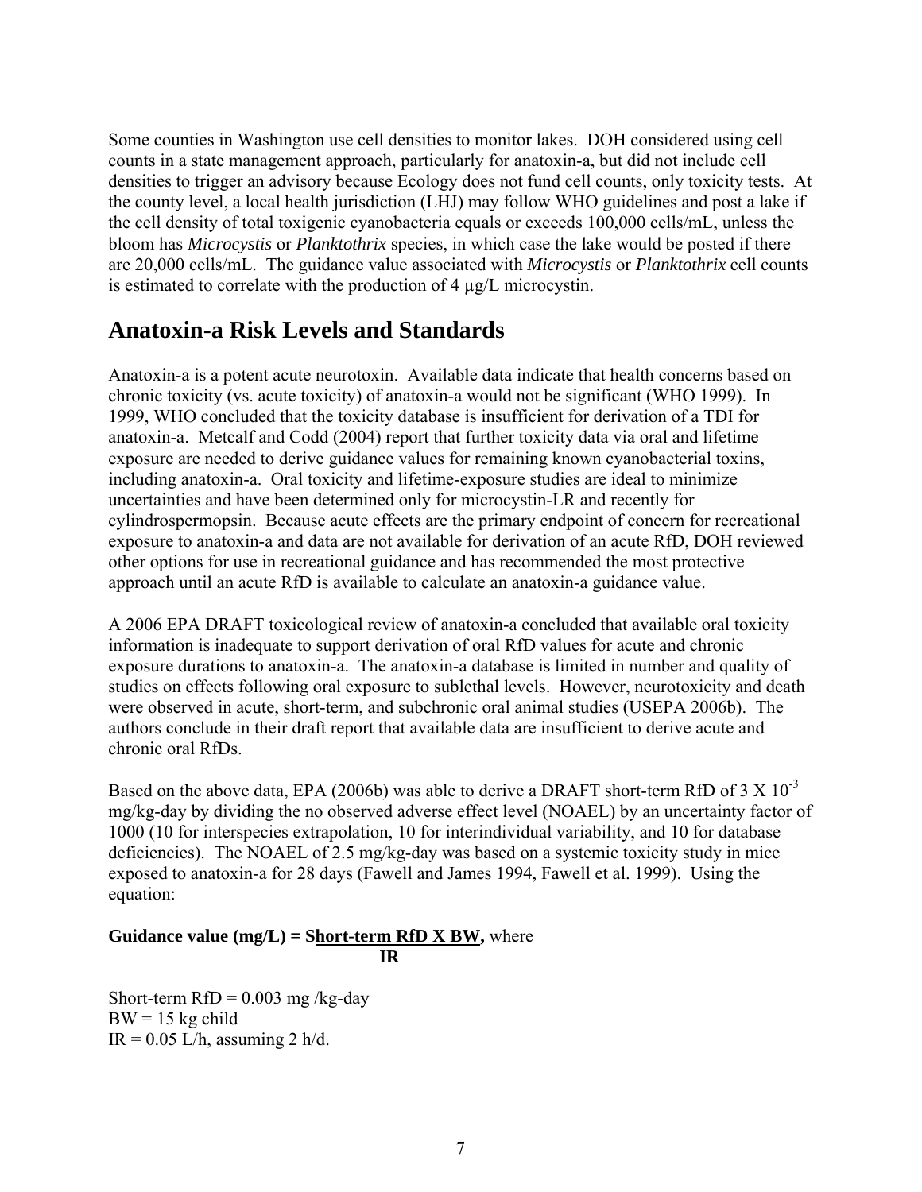Some counties in Washington use cell densities to monitor lakes. DOH considered using cell counts in a state management approach, particularly for anatoxin-a, but did not include cell densities to trigger an advisory because Ecology does not fund cell counts, only toxicity tests. At the county level, a local health jurisdiction (LHJ) may follow WHO guidelines and post a lake if the cell density of total toxigenic cyanobacteria equals or exceeds 100,000 cells/mL, unless the bloom has *Microcystis* or *Planktothrix* species, in which case the lake would be posted if there are 20,000 cells/mL. The guidance value associated with *Microcystis* or *Planktothrix* cell counts is estimated to correlate with the production of 4 μg/L microcystin.

## Anatoxin-a Risk Levels and Standards

Anatoxin-a is a potent acute neurotoxin. Available data indicate that health concerns based on chronic toxicity (vs. acute toxicity) of anatoxin-a would not be significant (WHO 1999). In 1999, WHO concluded that the toxicity database is insufficient for derivation of a TDI for anatoxin-a. Metcalf and Codd (2004) report that further toxicity data via oral and lifetime exposure are needed to derive guidance values for remaining known cyanobacterial toxins, including anatoxin-a. Oral toxicity and lifetime-exposure studies are ideal to minimize uncertainties and have been determined only for microcystin-LR and recently for cylindrospermopsin. Because acute effects are the primary endpoint of concern for recreational exposure to anatoxin-a and data are not available for derivation of an acute RfD, DOH reviewed other options for use in recreational guidance and has recommended the most protective approach until an acute RfD is available to calculate an anatoxin-a guidance value.

A 2006 EPA DRAFT toxicological review of anatoxin-a concluded that available oral toxicity information is inadequate to support derivation of oral RfD values for acute and chronic exposure durations to anatoxin-a. The anatoxin-a database is limited in number and quality of studies on effects following oral exposure to sublethal levels. However, neurotoxicity and death were observed in acute, short-term, and subchronic oral animal studies (USEPA 2006b). The authors conclude in their draft report that available data are insufficient to derive acute and chronic oral RfDs.

Based on the above data, EPA (2006b) was able to derive a DRAFT short-term RfD of $3 \times 10^{-3}$ mg/kg-day by dividing the no observed adverse effect level (NOAEL) by an uncertainty factor of 1000 (10 for interspecies extrapolation, 10 for interindividual variability, and 10 for database deficiencies). The NOAEL of 2.5 mg/kg-day was based on a systemic toxicity study in mice exposed to anatoxin-a for 28 days (Fawell and James 1994, Fawell et al. 1999). Using the equation:

$$\textbf{Guidance value (mg/L)} = \frac{\textbf{Short-term RfD} \times \textbf{BW}}{\textbf{IR}}, \text{ where}$$

Short-term RfD = 0.003 mg /kg-day
BW = 15 kg child
IR = 0.05 L/h, assuming 2 h/d.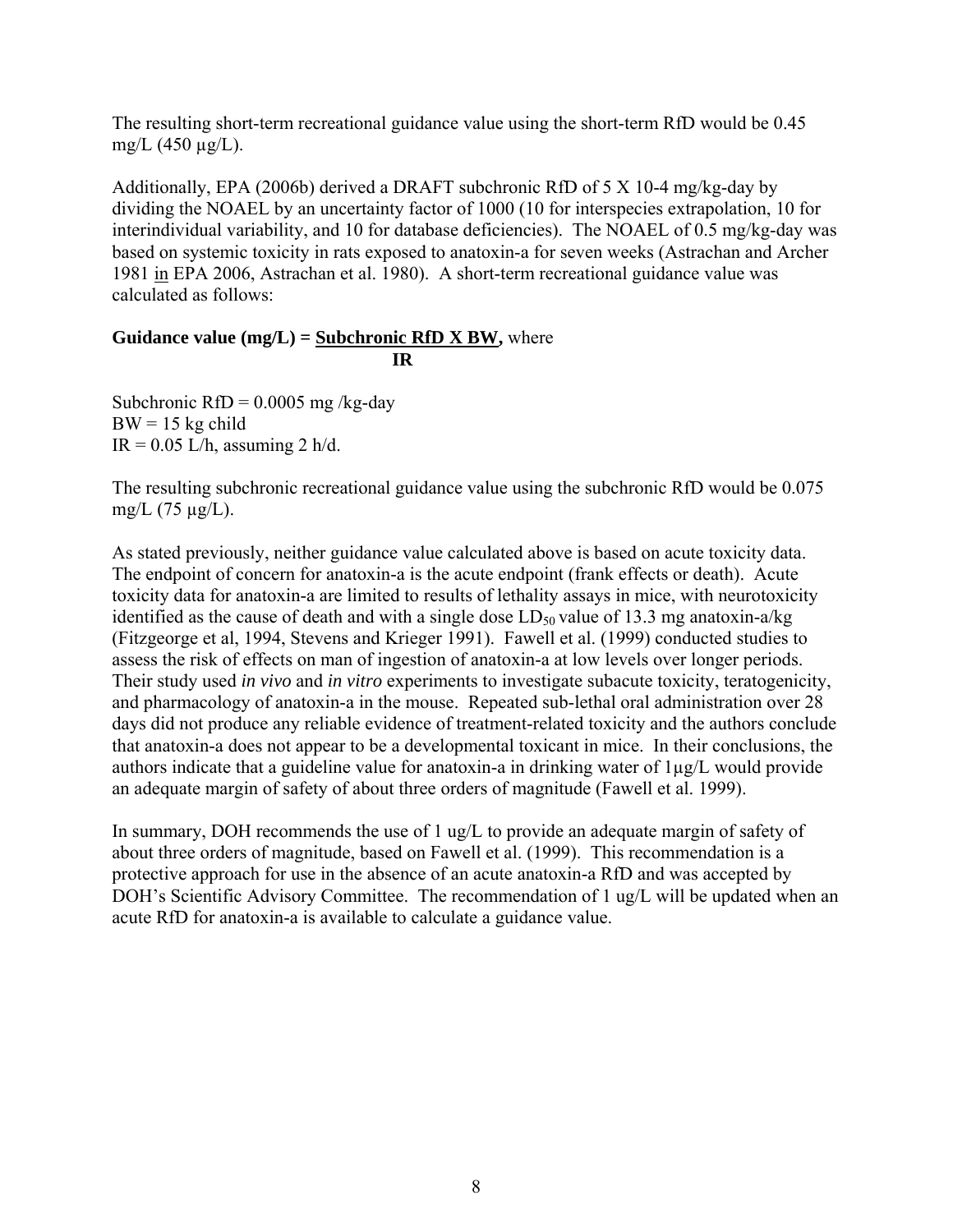The resulting short-term recreational guidance value using the short-term RfD would be 0.45 mg/L (450 μg/L).

Additionally, EPA (2006b) derived a DRAFT subchronic RfD of 5 X 10-4 mg/kg-day by dividing the NOAEL by an uncertainty factor of 1000 (10 for interspecies extrapolation, 10 for interindividual variability, and 10 for database deficiencies). The NOAEL of 0.5 mg/kg-day was based on systemic toxicity in rats exposed to anatoxin-a for seven weeks (Astrachan and Archer 1981 in EPA 2006, Astrachan et al. 1980). A short-term recreational guidance value was calculated as follows:

$$\textbf{Guidance value (mg/L)} = \frac{\textbf{Subchronic RfD X BW}}{\textbf{IR}}, \text{ where}$$

Subchronic RfD = 0.0005 mg /kg-day
BW = 15 kg child
IR = 0.05 L/h, assuming 2 h/d.

The resulting subchronic recreational guidance value using the subchronic RfD would be 0.075 mg/L (75 μg/L).

As stated previously, neither guidance value calculated above is based on acute toxicity data. The endpoint of concern for anatoxin-a is the acute endpoint (frank effects or death). Acute toxicity data for anatoxin-a are limited to results of lethality assays in mice, with neurotoxicity identified as the cause of death and with a single dose $LD_{50}$ value of 13.3 mg anatoxin-a/kg (Fitzgeorge et al, 1994, Stevens and Krieger 1991). Fawell et al. (1999) conducted studies to assess the risk of effects on man of ingestion of anatoxin-a at low levels over longer periods. Their study used *in vivo* and *in vitro* experiments to investigate subacute toxicity, teratogenicity, and pharmacology of anatoxin-a in the mouse. Repeated sub-lethal oral administration over 28 days did not produce any reliable evidence of treatment-related toxicity and the authors conclude that anatoxin-a does not appear to be a developmental toxicant in mice. In their conclusions, the authors indicate that a guideline value for anatoxin-a in drinking water of 1μg/L would provide an adequate margin of safety of about three orders of magnitude (Fawell et al. 1999).

In summary, DOH recommends the use of 1 ug/L to provide an adequate margin of safety of about three orders of magnitude, based on Fawell et al. (1999). This recommendation is a protective approach for use in the absence of an acute anatoxin-a RfD and was accepted by DOH's Scientific Advisory Committee. The recommendation of 1 ug/L will be updated when an acute RfD for anatoxin-a is available to calculate a guidance value.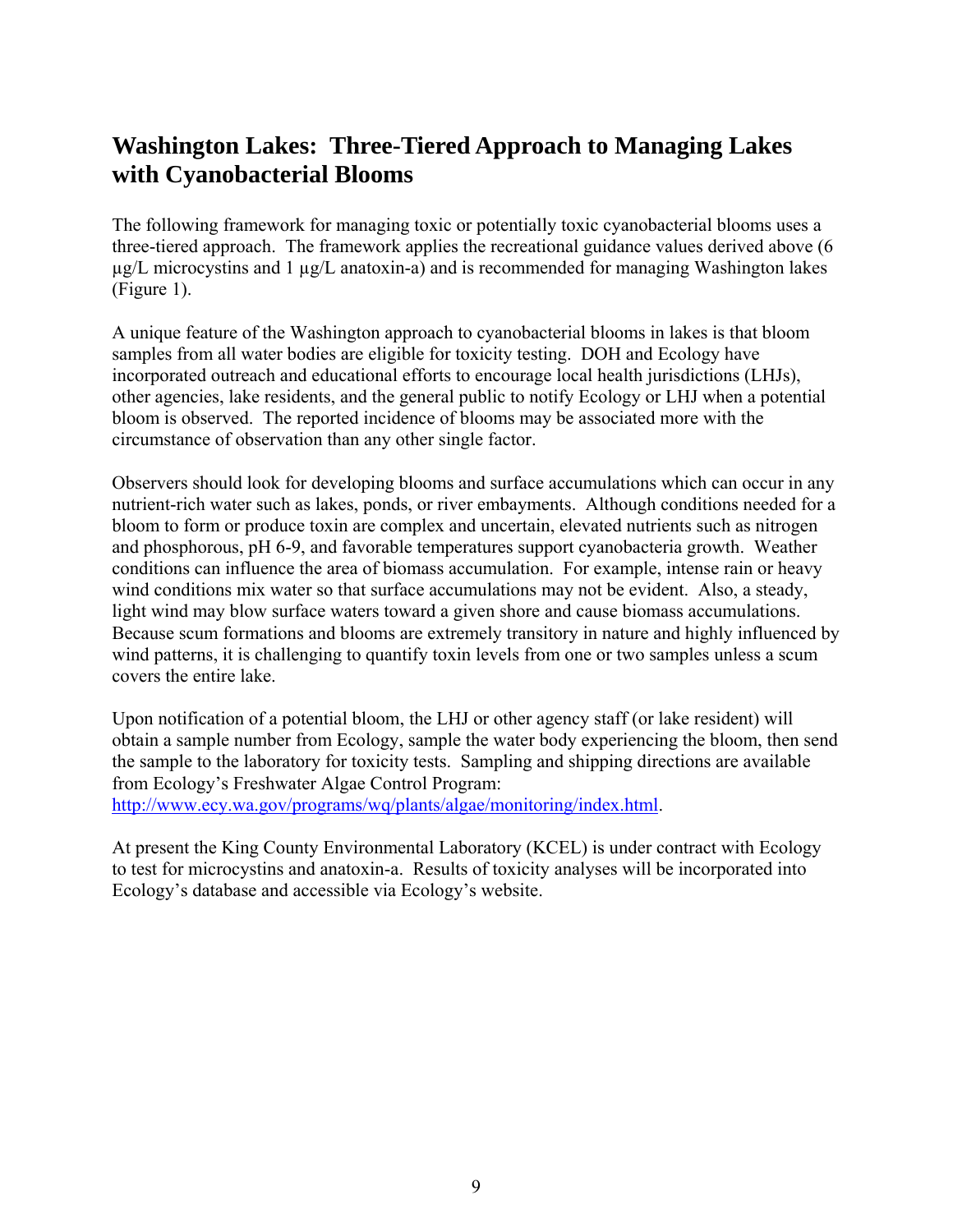## Washington Lakes: Three-Tiered Approach to Managing Lakes with Cyanobacterial Blooms

The following framework for managing toxic or potentially toxic cyanobacterial blooms uses a three-tiered approach. The framework applies the recreational guidance values derived above (6 µg/L microcystins and 1 µg/L anatoxin-a) and is recommended for managing Washington lakes (Figure 1).

A unique feature of the Washington approach to cyanobacterial blooms in lakes is that bloom samples from all water bodies are eligible for toxicity testing. DOH and Ecology have incorporated outreach and educational efforts to encourage local health jurisdictions (LHJs), other agencies, lake residents, and the general public to notify Ecology or LHJ when a potential bloom is observed. The reported incidence of blooms may be associated more with the circumstance of observation than any other single factor.

Observers should look for developing blooms and surface accumulations which can occur in any nutrient-rich water such as lakes, ponds, or river embayments. Although conditions needed for a bloom to form or produce toxin are complex and uncertain, elevated nutrients such as nitrogen and phosphorous, pH 6-9, and favorable temperatures support cyanobacteria growth. Weather conditions can influence the area of biomass accumulation. For example, intense rain or heavy wind conditions mix water so that surface accumulations may not be evident. Also, a steady, light wind may blow surface waters toward a given shore and cause biomass accumulations. Because scum formations and blooms are extremely transitory in nature and highly influenced by wind patterns, it is challenging to quantify toxin levels from one or two samples unless a scum covers the entire lake.

Upon notification of a potential bloom, the LHJ or other agency staff (or lake resident) will obtain a sample number from Ecology, sample the water body experiencing the bloom, then send the sample to the laboratory for toxicity tests. Sampling and shipping directions are available from Ecology's Freshwater Algae Control Program: http://www.ecy.wa.gov/programs/wq/plants/algae/monitoring/index.html.

At present the King County Environmental Laboratory (KCEL) is under contract with Ecology to test for microcystins and anatoxin-a. Results of toxicity analyses will be incorporated into Ecology's database and accessible via Ecology's website.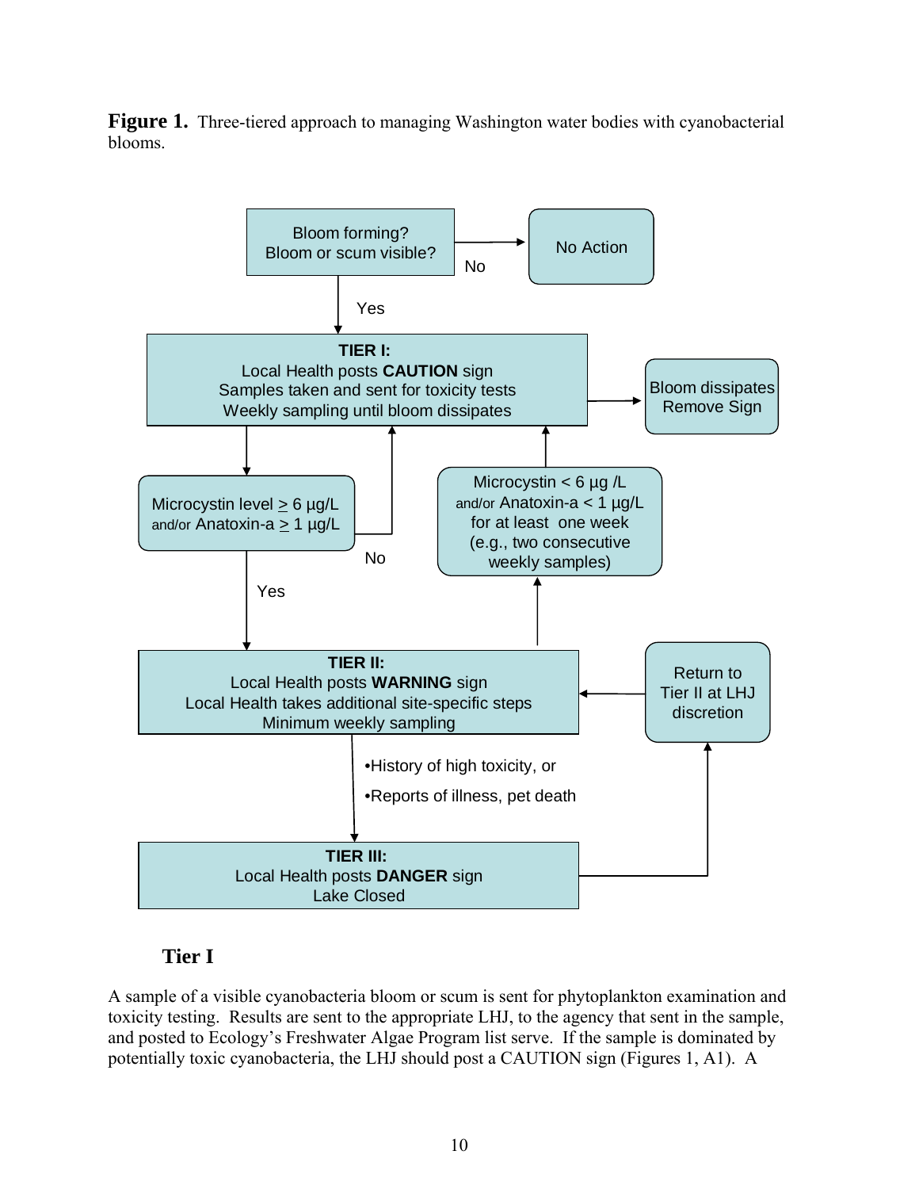**Figure 1.** Three-tiered approach to managing Washington water bodies with cyanobacterial blooms.

Bloom forming?
Bloom or scum visible?

No → No Action

Yes ↓

**TIER I:**
Local Health posts **CAUTION** sign
Samples taken and sent for toxicity tests
Weekly sampling until bloom dissipates

→ Bloom dissipates
Remove Sign

Microcystin level ≥ 6 µg/L
and/or Anatoxin-a ≥ 1 µg/L

No → (return to Tier I)

Yes ↓

**TIER II:**
Local Health posts **WARNING** sign
Local Health takes additional site-specific steps
Minimum weekly sampling

Microcystin < 6 µg /L
and/or Anatoxin-a < 1 µg/L
for at least one week
(e.g., two consecutive weekly samples) → (return to Tier I)

•History of high toxicity, or
•Reports of illness, pet death

**TIER III:**
Local Health posts **DANGER** sign
Lake Closed

→ Return to Tier II at LHJ discretion

## Tier I

A sample of a visible cyanobacteria bloom or scum is sent for phytoplankton examination and toxicity testing. Results are sent to the appropriate LHJ, to the agency that sent in the sample, and posted to Ecology's Freshwater Algae Program list serve. If the sample is dominated by potentially toxic cyanobacteria, the LHJ should post a CAUTION sign (Figures 1, A1). A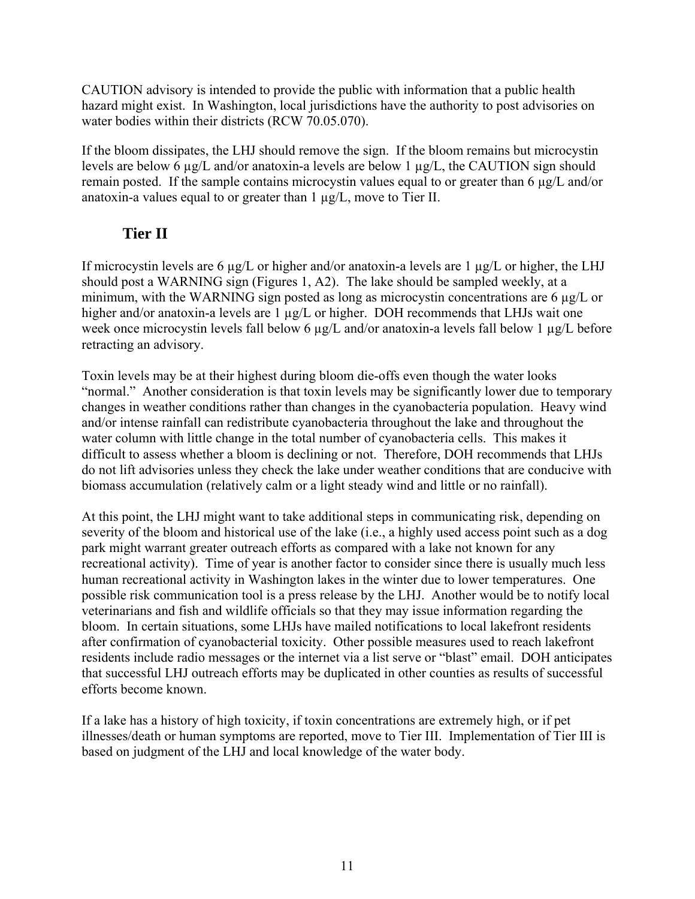CAUTION advisory is intended to provide the public with information that a public health hazard might exist. In Washington, local jurisdictions have the authority to post advisories on water bodies within their districts (RCW 70.05.070).

If the bloom dissipates, the LHJ should remove the sign. If the bloom remains but microcystin levels are below 6 µg/L and/or anatoxin-a levels are below 1 µg/L, the CAUTION sign should remain posted. If the sample contains microcystin values equal to or greater than 6 µg/L and/or anatoxin-a values equal to or greater than 1 µg/L, move to Tier II.

## Tier II

If microcystin levels are 6 µg/L or higher and/or anatoxin-a levels are 1 µg/L or higher, the LHJ should post a WARNING sign (Figures 1, A2). The lake should be sampled weekly, at a minimum, with the WARNING sign posted as long as microcystin concentrations are 6 µg/L or higher and/or anatoxin-a levels are 1 µg/L or higher. DOH recommends that LHJs wait one week once microcystin levels fall below 6 µg/L and/or anatoxin-a levels fall below 1 µg/L before retracting an advisory.

Toxin levels may be at their highest during bloom die-offs even though the water looks "normal." Another consideration is that toxin levels may be significantly lower due to temporary changes in weather conditions rather than changes in the cyanobacteria population. Heavy wind and/or intense rainfall can redistribute cyanobacteria throughout the lake and throughout the water column with little change in the total number of cyanobacteria cells. This makes it difficult to assess whether a bloom is declining or not. Therefore, DOH recommends that LHJs do not lift advisories unless they check the lake under weather conditions that are conducive with biomass accumulation (relatively calm or a light steady wind and little or no rainfall).

At this point, the LHJ might want to take additional steps in communicating risk, depending on severity of the bloom and historical use of the lake (i.e., a highly used access point such as a dog park might warrant greater outreach efforts as compared with a lake not known for any recreational activity). Time of year is another factor to consider since there is usually much less human recreational activity in Washington lakes in the winter due to lower temperatures. One possible risk communication tool is a press release by the LHJ. Another would be to notify local veterinarians and fish and wildlife officials so that they may issue information regarding the bloom. In certain situations, some LHJs have mailed notifications to local lakefront residents after confirmation of cyanobacterial toxicity. Other possible measures used to reach lakefront residents include radio messages or the internet via a list serve or "blast" email. DOH anticipates that successful LHJ outreach efforts may be duplicated in other counties as results of successful efforts become known.

If a lake has a history of high toxicity, if toxin concentrations are extremely high, or if pet illnesses/death or human symptoms are reported, move to Tier III. Implementation of Tier III is based on judgment of the LHJ and local knowledge of the water body.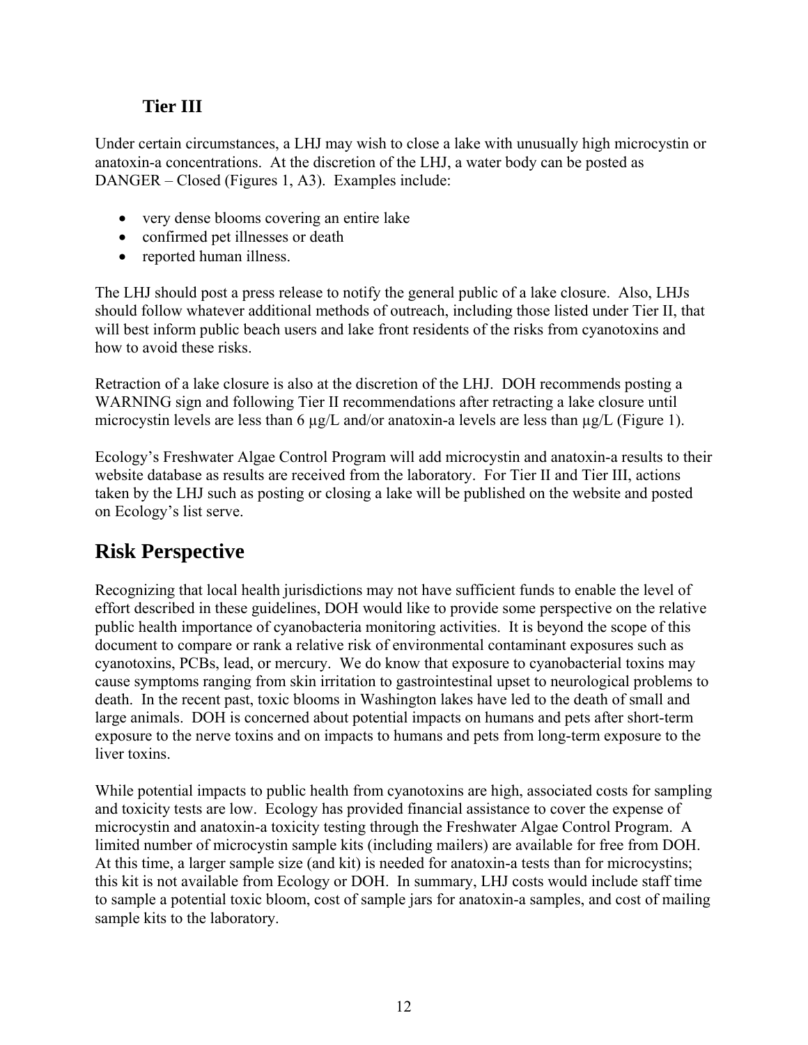### Tier III

Under certain circumstances, a LHJ may wish to close a lake with unusually high microcystin or anatoxin-a concentrations. At the discretion of the LHJ, a water body can be posted as DANGER – Closed (Figures 1, A3). Examples include:

- very dense blooms covering an entire lake
- confirmed pet illnesses or death
- reported human illness.

The LHJ should post a press release to notify the general public of a lake closure. Also, LHJs should follow whatever additional methods of outreach, including those listed under Tier II, that will best inform public beach users and lake front residents of the risks from cyanotoxins and how to avoid these risks.

Retraction of a lake closure is also at the discretion of the LHJ. DOH recommends posting a WARNING sign and following Tier II recommendations after retracting a lake closure until microcystin levels are less than 6 µg/L and/or anatoxin-a levels are less than µg/L (Figure 1).

Ecology's Freshwater Algae Control Program will add microcystin and anatoxin-a results to their website database as results are received from the laboratory. For Tier II and Tier III, actions taken by the LHJ such as posting or closing a lake will be published on the website and posted on Ecology's list serve.

## Risk Perspective

Recognizing that local health jurisdictions may not have sufficient funds to enable the level of effort described in these guidelines, DOH would like to provide some perspective on the relative public health importance of cyanobacteria monitoring activities. It is beyond the scope of this document to compare or rank a relative risk of environmental contaminant exposures such as cyanotoxins, PCBs, lead, or mercury. We do know that exposure to cyanobacterial toxins may cause symptoms ranging from skin irritation to gastrointestinal upset to neurological problems to death. In the recent past, toxic blooms in Washington lakes have led to the death of small and large animals. DOH is concerned about potential impacts on humans and pets after short-term exposure to the nerve toxins and on impacts to humans and pets from long-term exposure to the liver toxins.

While potential impacts to public health from cyanotoxins are high, associated costs for sampling and toxicity tests are low. Ecology has provided financial assistance to cover the expense of microcystin and anatoxin-a toxicity testing through the Freshwater Algae Control Program. A limited number of microcystin sample kits (including mailers) are available for free from DOH. At this time, a larger sample size (and kit) is needed for anatoxin-a tests than for microcystins; this kit is not available from Ecology or DOH. In summary, LHJ costs would include staff time to sample a potential toxic bloom, cost of sample jars for anatoxin-a samples, and cost of mailing sample kits to the laboratory.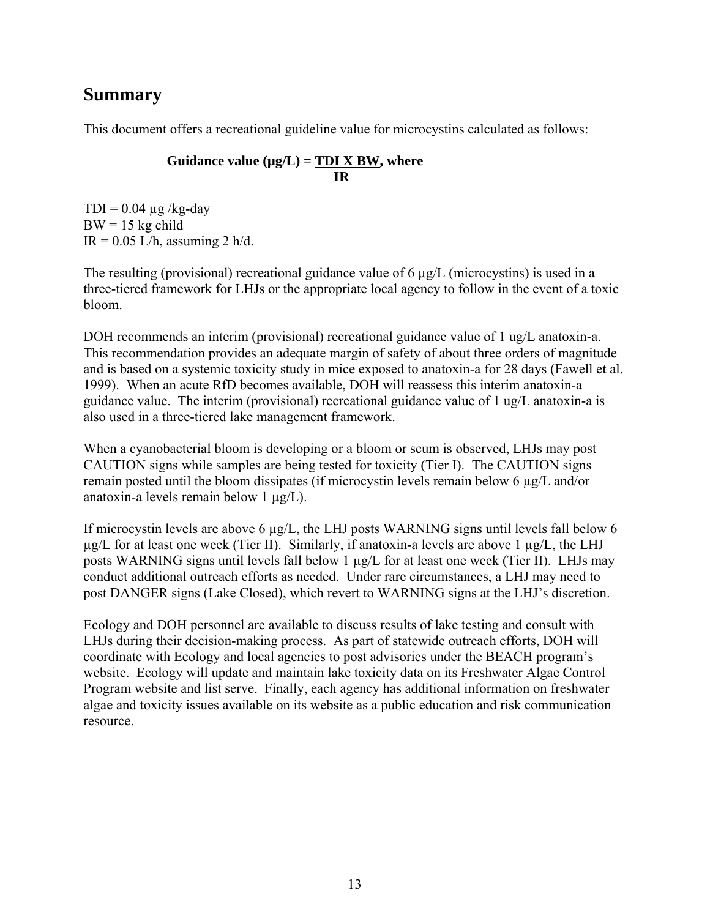## Summary

This document offers a recreational guideline value for microcystins calculated as follows:

$$\textbf{Guidance value } (\mu g/L) = \frac{\textbf{TDI X BW}}{\textbf{IR}}, \textbf{ where}$$

TDI = 0.04 µg /kg-day
BW = 15 kg child
IR = 0.05 L/h, assuming 2 h/d.

The resulting (provisional) recreational guidance value of 6 µg/L (microcystins) is used in a three-tiered framework for LHJs or the appropriate local agency to follow in the event of a toxic bloom.

DOH recommends an interim (provisional) recreational guidance value of 1 ug/L anatoxin-a. This recommendation provides an adequate margin of safety of about three orders of magnitude and is based on a systemic toxicity study in mice exposed to anatoxin-a for 28 days (Fawell et al. 1999). When an acute RfD becomes available, DOH will reassess this interim anatoxin-a guidance value. The interim (provisional) recreational guidance value of 1 ug/L anatoxin-a is also used in a three-tiered lake management framework.

When a cyanobacterial bloom is developing or a bloom or scum is observed, LHJs may post CAUTION signs while samples are being tested for toxicity (Tier I). The CAUTION signs remain posted until the bloom dissipates (if microcystin levels remain below 6 µg/L and/or anatoxin-a levels remain below 1 µg/L).

If microcystin levels are above 6 µg/L, the LHJ posts WARNING signs until levels fall below 6 µg/L for at least one week (Tier II). Similarly, if anatoxin-a levels are above 1 µg/L, the LHJ posts WARNING signs until levels fall below 1 µg/L for at least one week (Tier II). LHJs may conduct additional outreach efforts as needed. Under rare circumstances, a LHJ may need to post DANGER signs (Lake Closed), which revert to WARNING signs at the LHJ's discretion.

Ecology and DOH personnel are available to discuss results of lake testing and consult with LHJs during their decision-making process. As part of statewide outreach efforts, DOH will coordinate with Ecology and local agencies to post advisories under the BEACH program's website. Ecology will update and maintain lake toxicity data on its Freshwater Algae Control Program website and list serve. Finally, each agency has additional information on freshwater algae and toxicity issues available on its website as a public education and risk communication resource.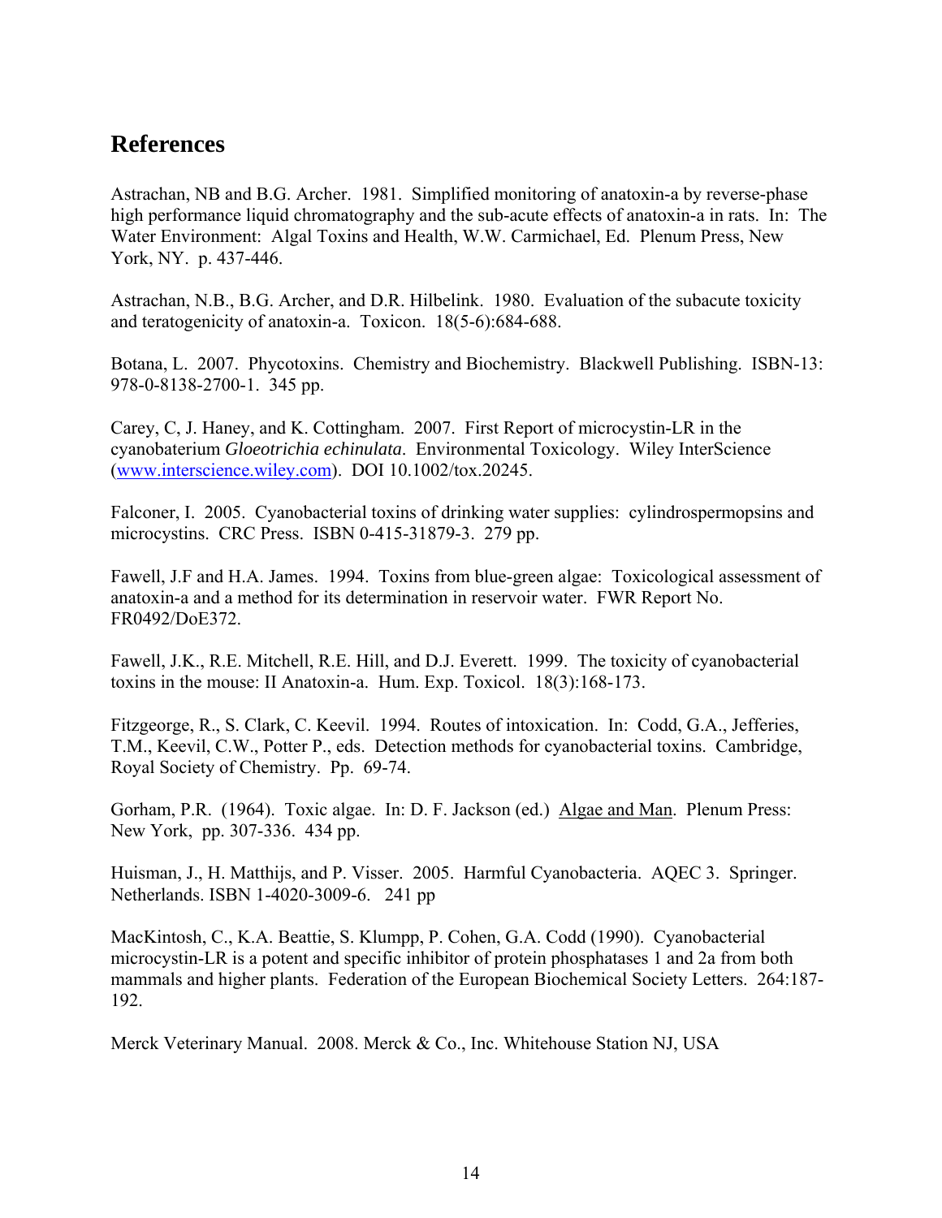## References

Astrachan, NB and B.G. Archer. 1981. Simplified monitoring of anatoxin-a by reverse-phase high performance liquid chromatography and the sub-acute effects of anatoxin-a in rats. In: The Water Environment: Algal Toxins and Health, W.W. Carmichael, Ed. Plenum Press, New York, NY. p. 437-446.

Astrachan, N.B., B.G. Archer, and D.R. Hilbelink. 1980. Evaluation of the subacute toxicity and teratogenicity of anatoxin-a. Toxicon. 18(5-6):684-688.

Botana, L. 2007. Phycotoxins. Chemistry and Biochemistry. Blackwell Publishing. ISBN-13: 978-0-8138-2700-1. 345 pp.

Carey, C, J. Haney, and K. Cottingham. 2007. First Report of microcystin-LR in the cyanobaterium *Gloeotrichia echinulata*. Environmental Toxicology. Wiley InterScience (www.interscience.wiley.com). DOI 10.1002/tox.20245.

Falconer, I. 2005. Cyanobacterial toxins of drinking water supplies: cylindrospermopsins and microcystins. CRC Press. ISBN 0-415-31879-3. 279 pp.

Fawell, J.F and H.A. James. 1994. Toxins from blue-green algae: Toxicological assessment of anatoxin-a and a method for its determination in reservoir water. FWR Report No. FR0492/DoE372.

Fawell, J.K., R.E. Mitchell, R.E. Hill, and D.J. Everett. 1999. The toxicity of cyanobacterial toxins in the mouse: II Anatoxin-a. Hum. Exp. Toxicol. 18(3):168-173.

Fitzgeorge, R., S. Clark, C. Keevil. 1994. Routes of intoxication. In: Codd, G.A., Jefferies, T.M., Keevil, C.W., Potter P., eds. Detection methods for cyanobacterial toxins. Cambridge, Royal Society of Chemistry. Pp. 69-74.

Gorham, P.R. (1964). Toxic algae. In: D. F. Jackson (ed.) Algae and Man. Plenum Press: New York, pp. 307-336. 434 pp.

Huisman, J., H. Matthijs, and P. Visser. 2005. Harmful Cyanobacteria. AQEC 3. Springer. Netherlands. ISBN 1-4020-3009-6. 241 pp

MacKintosh, C., K.A. Beattie, S. Klumpp, P. Cohen, G.A. Codd (1990). Cyanobacterial microcystin-LR is a potent and specific inhibitor of protein phosphatases 1 and 2a from both mammals and higher plants. Federation of the European Biochemical Society Letters. 264:187-192.

Merck Veterinary Manual. 2008. Merck & Co., Inc. Whitehouse Station NJ, USA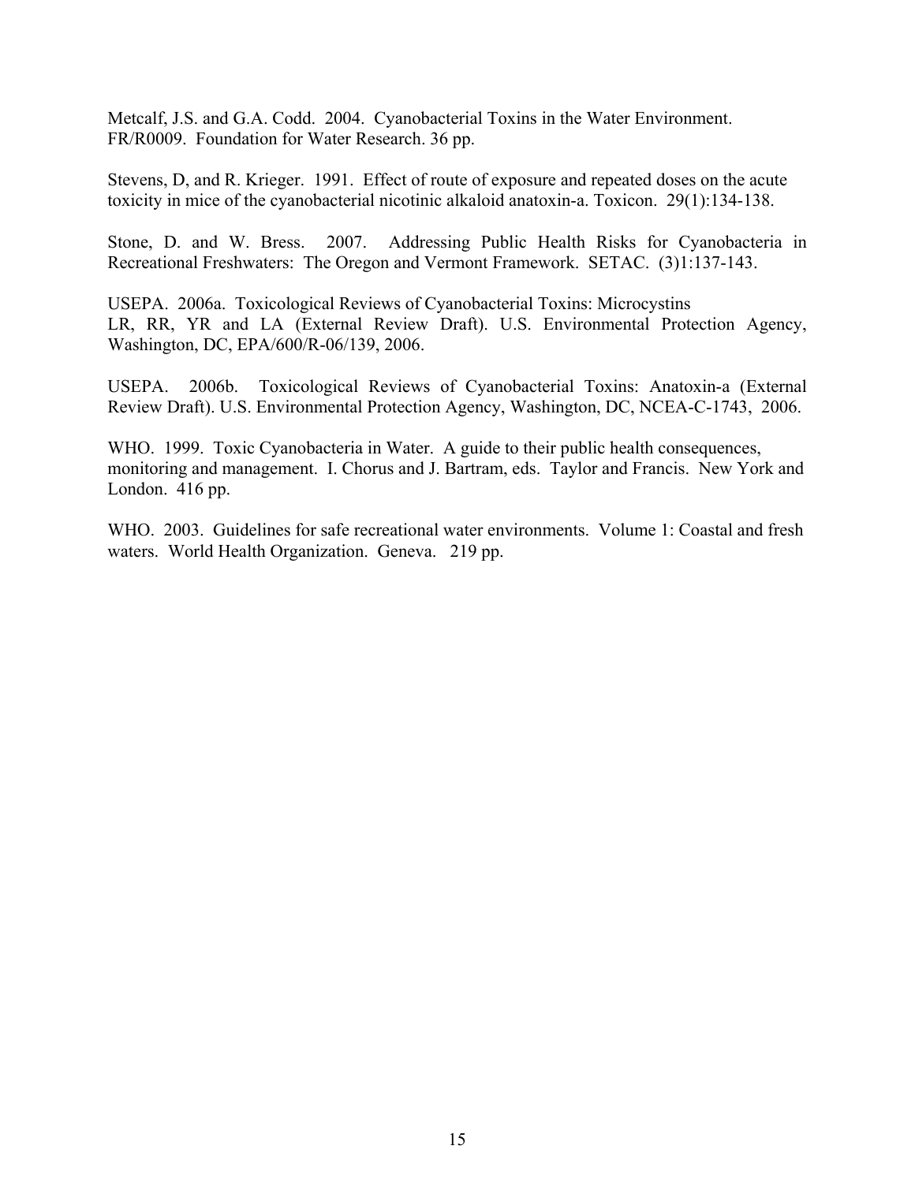Metcalf, J.S. and G.A. Codd. 2004. Cyanobacterial Toxins in the Water Environment. FR/R0009. Foundation for Water Research. 36 pp.

Stevens, D, and R. Krieger. 1991. Effect of route of exposure and repeated doses on the acute toxicity in mice of the cyanobacterial nicotinic alkaloid anatoxin-a. Toxicon. 29(1):134-138.

Stone, D. and W. Bress. 2007. Addressing Public Health Risks for Cyanobacteria in Recreational Freshwaters: The Oregon and Vermont Framework. SETAC. (3)1:137-143.

USEPA. 2006a. Toxicological Reviews of Cyanobacterial Toxins: Microcystins LR, RR, YR and LA (External Review Draft). U.S. Environmental Protection Agency, Washington, DC, EPA/600/R-06/139, 2006.

USEPA. 2006b. Toxicological Reviews of Cyanobacterial Toxins: Anatoxin-a (External Review Draft). U.S. Environmental Protection Agency, Washington, DC, NCEA-C-1743, 2006.

WHO. 1999. Toxic Cyanobacteria in Water. A guide to their public health consequences, monitoring and management. I. Chorus and J. Bartram, eds. Taylor and Francis. New York and London. 416 pp.

WHO. 2003. Guidelines for safe recreational water environments. Volume 1: Coastal and fresh waters. World Health Organization. Geneva. 219 pp.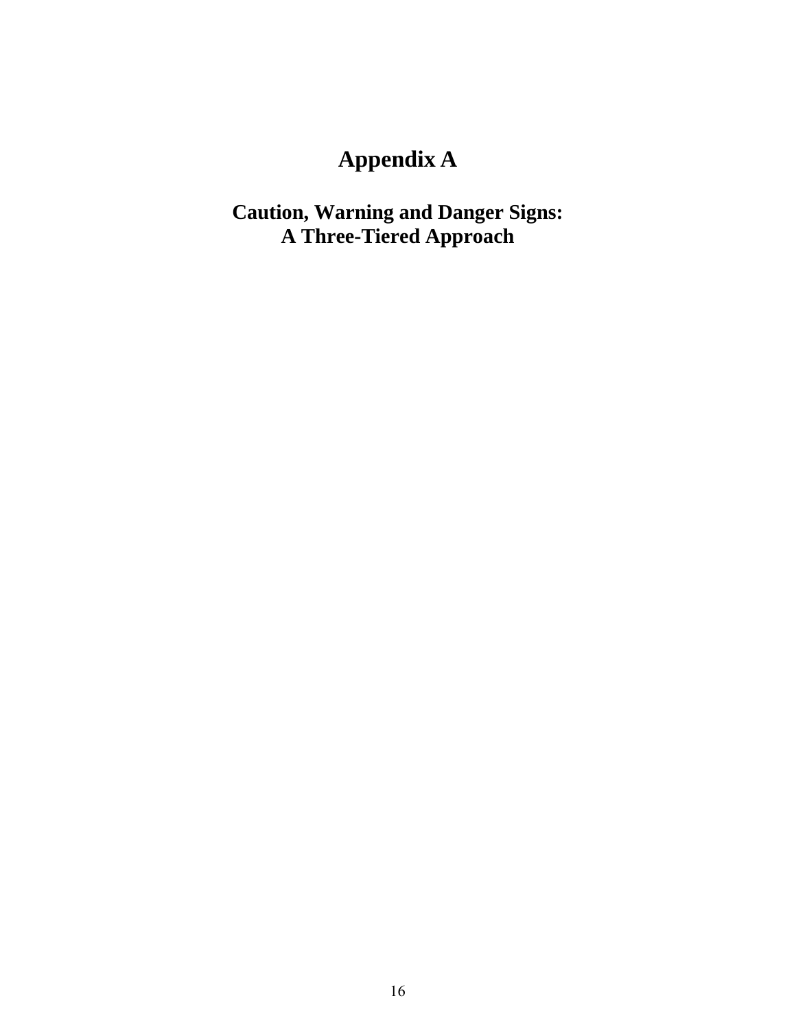# Appendix A

## Caution, Warning and Danger Signs: A Three-Tiered Approach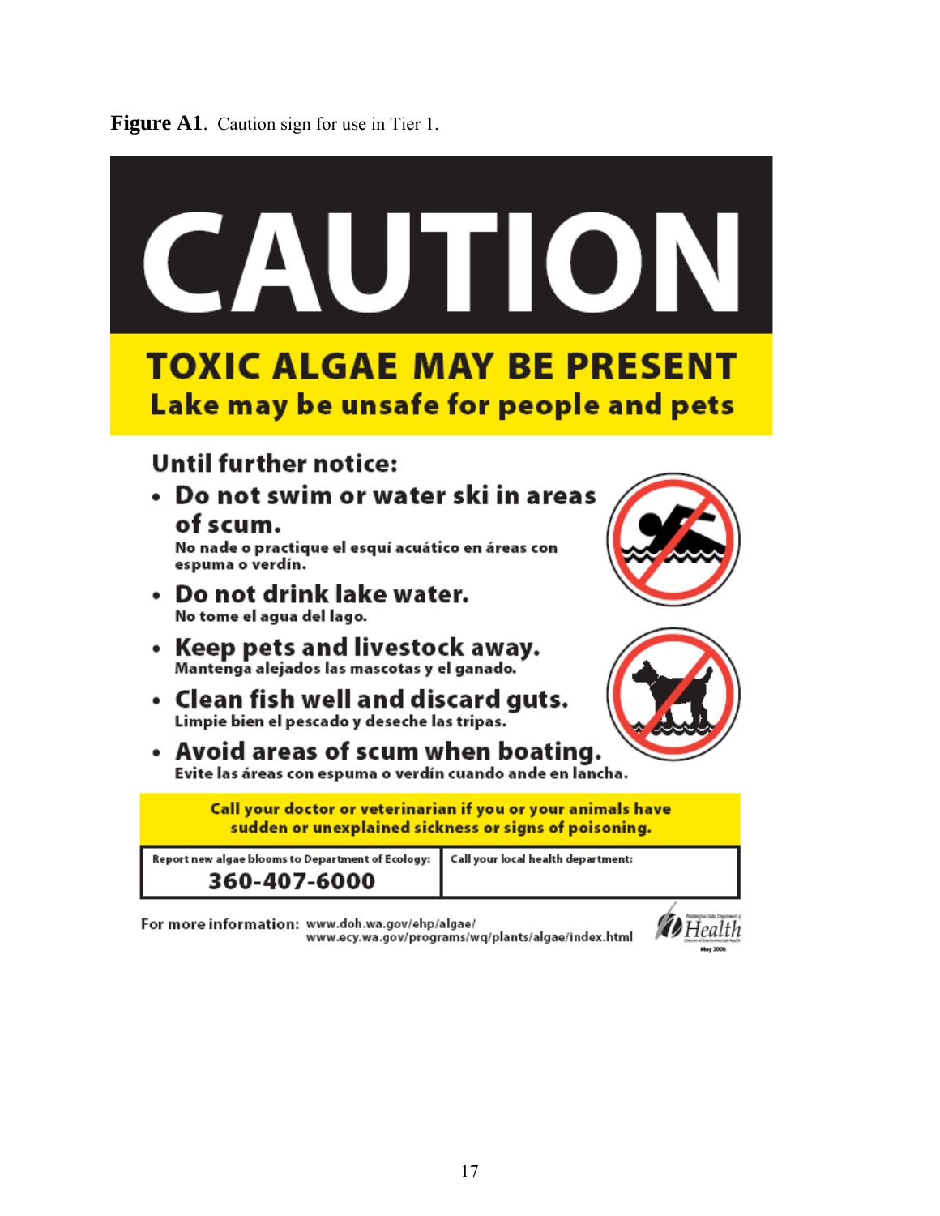**Figure A1**. Caution sign for use in Tier 1.

# CAUTION

## TOXIC ALGAE MAY BE PRESENT

### Lake may be unsafe for people and pets

**Until further notice:**

- **Do not swim or water ski in areas of scum.**
  No nade o practique el esquí acuático en áreas con espuma o verdín.
- **Do not drink lake water.**
  No tome el agua del lago.
- **Keep pets and livestock away.**
  Mantenga alejados las mascotas y el ganado.
- **Clean fish well and discard guts.**
  Limpie bien el pescado y deseche las tripas.
- **Avoid areas of scum when boating.**
  Evite las áreas con espuma o verdín cuando ande en lancha.

**Call your doctor or veterinarian if you or your animals have sudden or unexplained sickness or signs of poisoning.**

| Report new algae blooms to Department of Ecology: | Call your local health department: |
|---|---|
| **360-407-6000** | |

**For more information:** www.doh.wa.gov/ehp/algae/
www.ecy.wa.gov/programs/wq/plants/algae/index.html

Washington State Department of Health
May 2008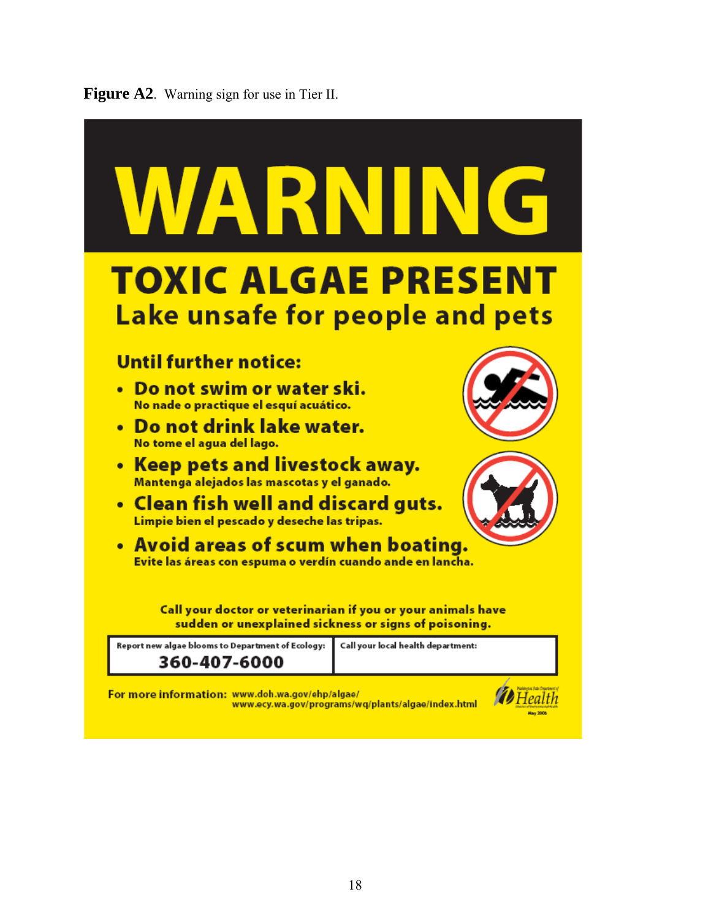**Figure A2**. Warning sign for use in Tier II.

# WARNING

## TOXIC ALGAE PRESENT

### Lake unsafe for people and pets

**Until further notice:**

- **Do not swim or water ski.**
  No nade o practique el esquí acuático.
- **Do not drink lake water.**
  No tome el agua del lago.
- **Keep pets and livestock away.**
  Mantenga alejados las mascotas y el ganado.
- **Clean fish well and discard guts.**
  Limpie bien el pescado y deseche las tripas.
- **Avoid areas of scum when boating.**
  Evite las áreas con espuma o verdín cuando ande en lancha.

**Call your doctor or veterinarian if you or your animals have sudden or unexplained sickness or signs of poisoning.**

| Report new algae blooms to Department of Ecology: **360-407-6000** | Call your local health department: |
|---|---|

For more information: www.doh.wa.gov/ehp/algae/
www.ecy.wa.gov/programs/wq/plants/algae/index.html

Washington State Department of Health
May 2008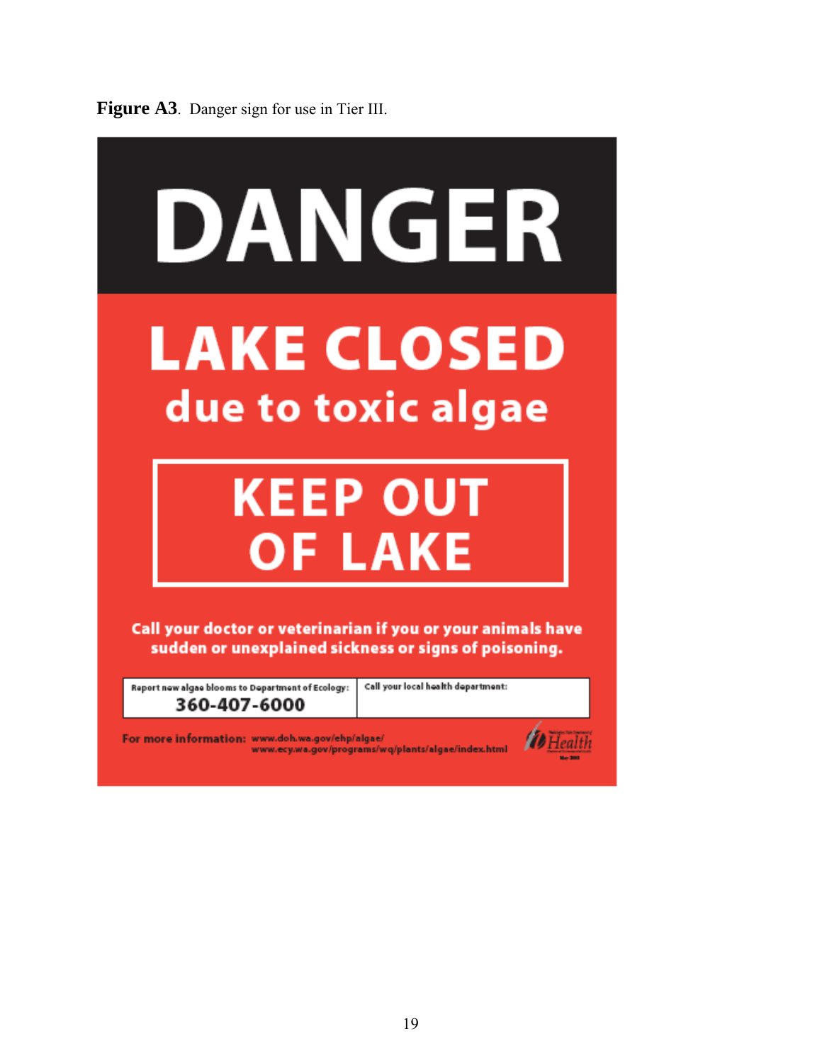**Figure A3**. Danger sign for use in Tier III.

# DANGER

## LAKE CLOSED

## due to toxic algae

**KEEP OUT OF LAKE**

**Call your doctor or veterinarian if you or your animals have sudden or unexplained sickness or signs of poisoning.**

| Report new algae blooms to Department of Ecology: | Call your local health department: |
| --- | --- |
| **360-407-6000** | |

**For more information:** www.doh.wa.gov/ehp/algae/
www.ecy.wa.gov/programs/wq/plants/algae/index.html

Health